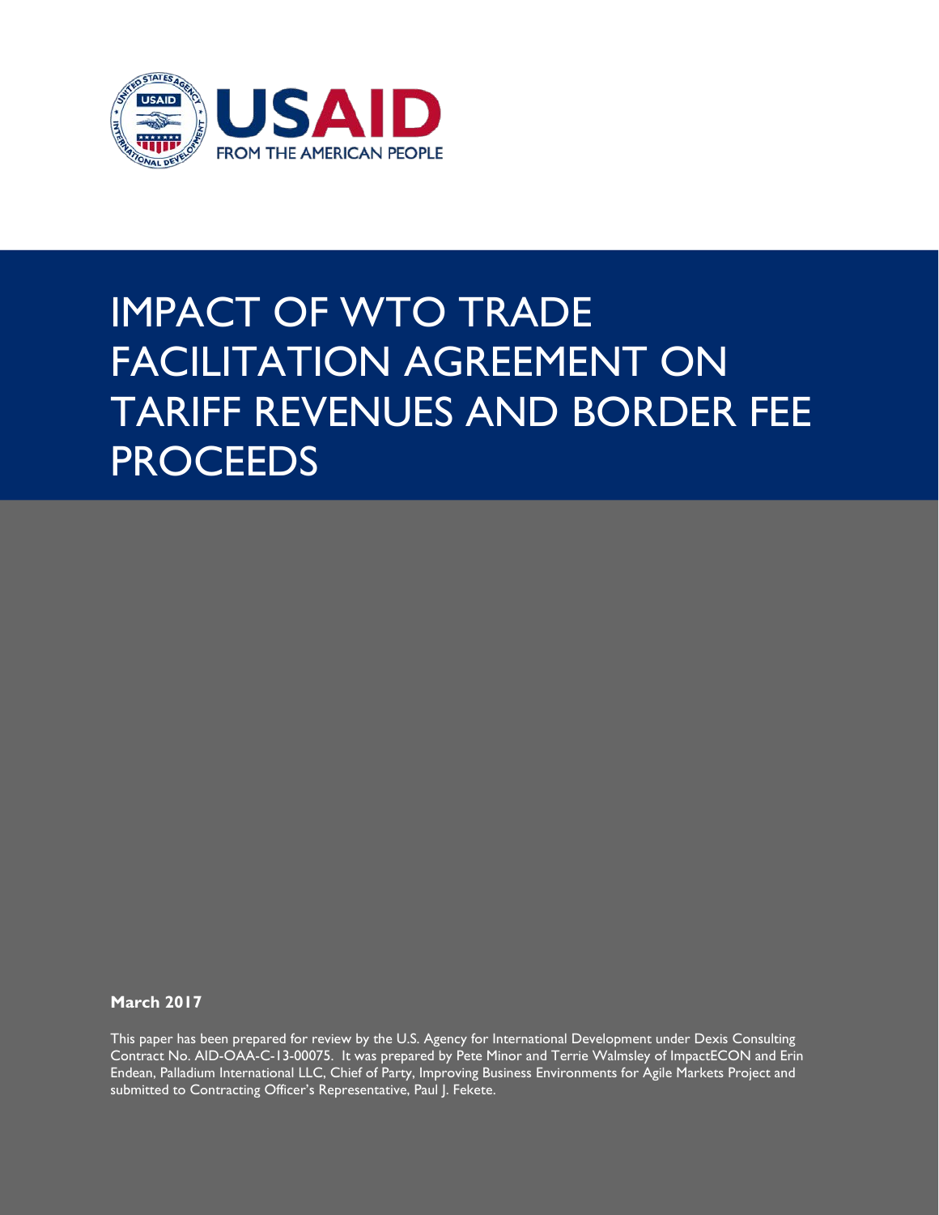USAID

FROM THE AMERICAN PEOPLE

# IMPACT OF WTO TRADE FACILITATION AGREEMENT ON TARIFF REVENUES AND BORDER FEE PROCEEDS

**March 2017**

This paper has been prepared for review by the U.S. Agency for International Development under Dexis Consulting Contract No. AID-OAA-C-13-00075. It was prepared by Pete Minor and Terrie Walmsley of ImpactECON and Erin Endean, Palladium International LLC, Chief of Party, Improving Business Environments for Agile Markets Project and submitted to Contracting Officer's Representative, Paul J. Fekete.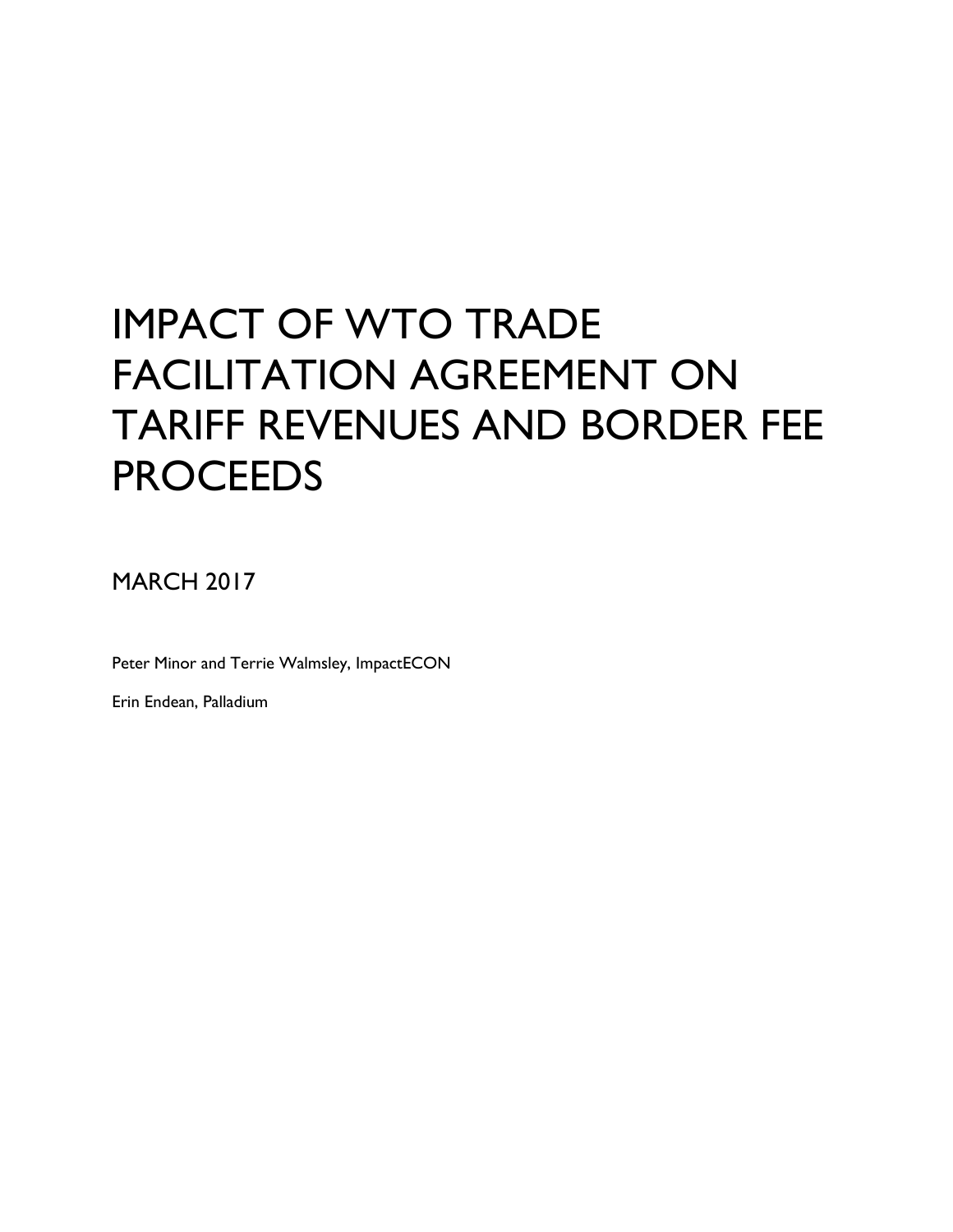# IMPACT OF WTO TRADE FACILITATION AGREEMENT ON TARIFF REVENUES AND BORDER FEE PROCEEDS

MARCH 2017

Peter Minor and Terrie Walmsley, ImpactECON

Erin Endean, Palladium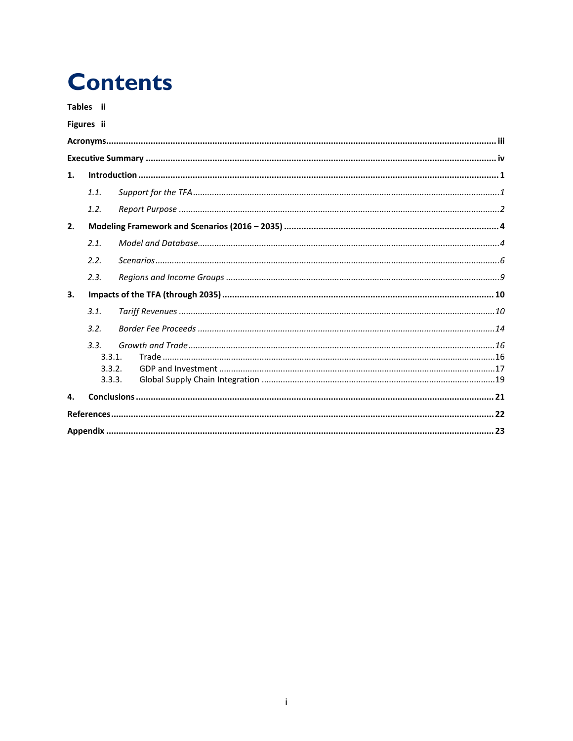# Contents

**Tables** ii

**Figures** ii

**Acronyms** iii

**Executive Summary** iv

**1. Introduction** 1

*1.1. Support for the TFA* 1

*1.2. Report Purpose* 2

**2. Modeling Framework and Scenarios (2016 – 2035)** 4

*2.1. Model and Database* 4

*2.2. Scenarios* 6

*2.3. Regions and Income Groups* 9

**3. Impacts of the TFA (through 2035)** 10

*3.1. Tariff Revenues* 10

*3.2. Border Fee Proceeds* 14

*3.3. Growth and Trade* 16

3.3.1. Trade 16

3.3.2. GDP and Investment 17

3.3.3. Global Supply Chain Integration 19

**4. Conclusions** 21

**References** 22

**Appendix** 23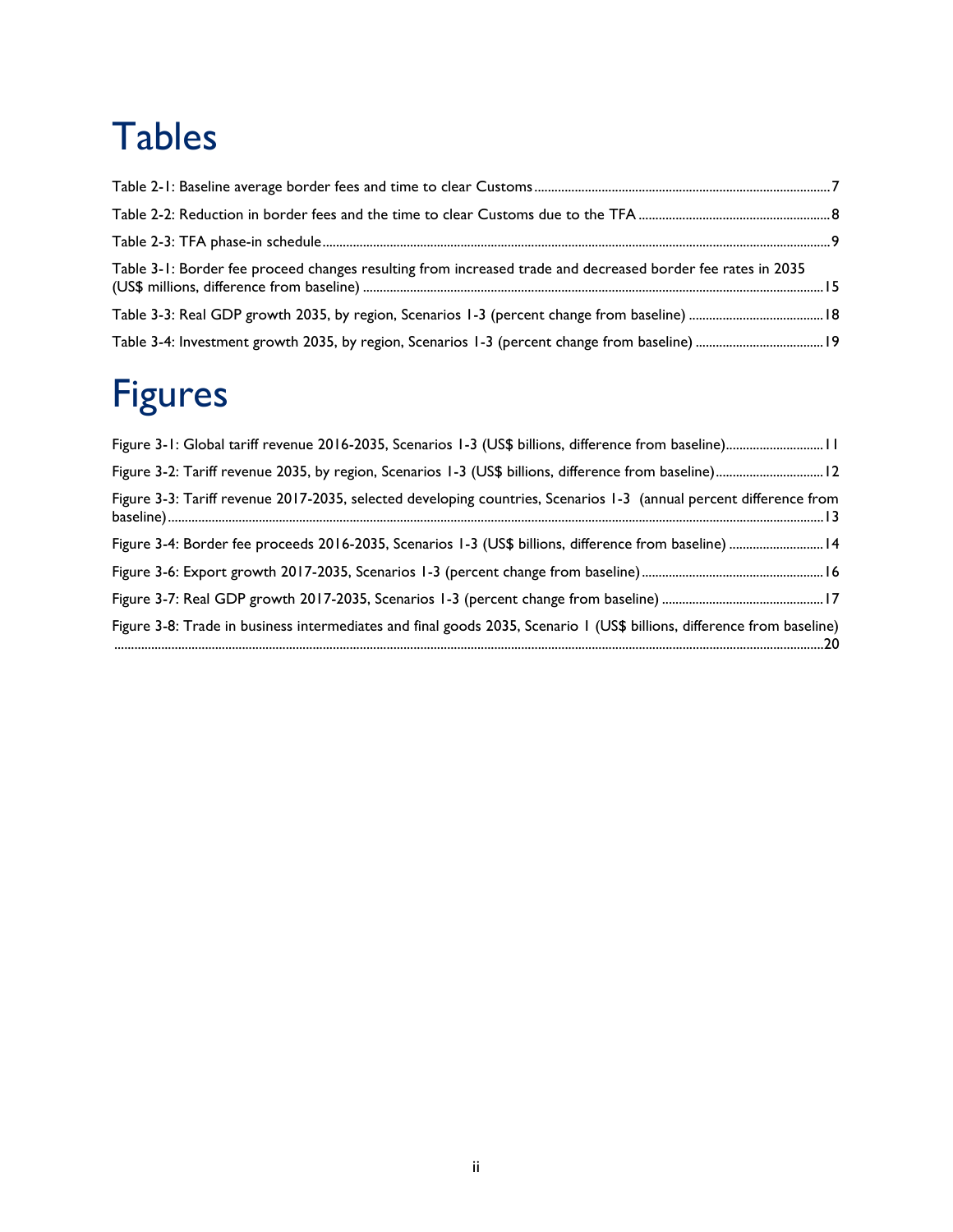# Tables

Table 2-1: Baseline average border fees and time to clear Customs ........................................................................................ 7

Table 2-2: Reduction in border fees and the time to clear Customs due to the TFA ........................................................ 8

Table 2-3: TFA phase-in schedule ........................................................................................................................................ 9

Table 3-1: Border fee proceed changes resulting from increased trade and decreased border fee rates in 2035 (US$ millions, difference from baseline) ........................................................................................................................ 15

Table 3-3: Real GDP growth 2035, by region, Scenarios 1-3 (percent change from baseline) ......................................... 18

Table 3-4: Investment growth 2035, by region, Scenarios 1-3 (percent change from baseline) ...................................... 19

# Figures

Figure 3-1: Global tariff revenue 2016-2035, Scenarios 1-3 (US$ billions, difference from baseline)............................. 11

Figure 3-2: Tariff revenue 2035, by region, Scenarios 1-3 (US$ billions, difference from baseline)................................ 12

Figure 3-3: Tariff revenue 2017-2035, selected developing countries, Scenarios 1-3 (annual percent difference from baseline)....................................................................................................................................................................... 13

Figure 3-4: Border fee proceeds 2016-2035, Scenarios 1-3 (US$ billions, difference from baseline) ............................ 14

Figure 3-6: Export growth 2017-2035, Scenarios 1-3 (percent change from baseline) ...................................................... 16

Figure 3-7: Real GDP growth 2017-2035, Scenarios 1-3 (percent change from baseline) ................................................ 17

Figure 3-8: Trade in business intermediates and final goods 2035, Scenario 1 (US$ billions, difference from baseline) ..................................................................................................................................................................................... 20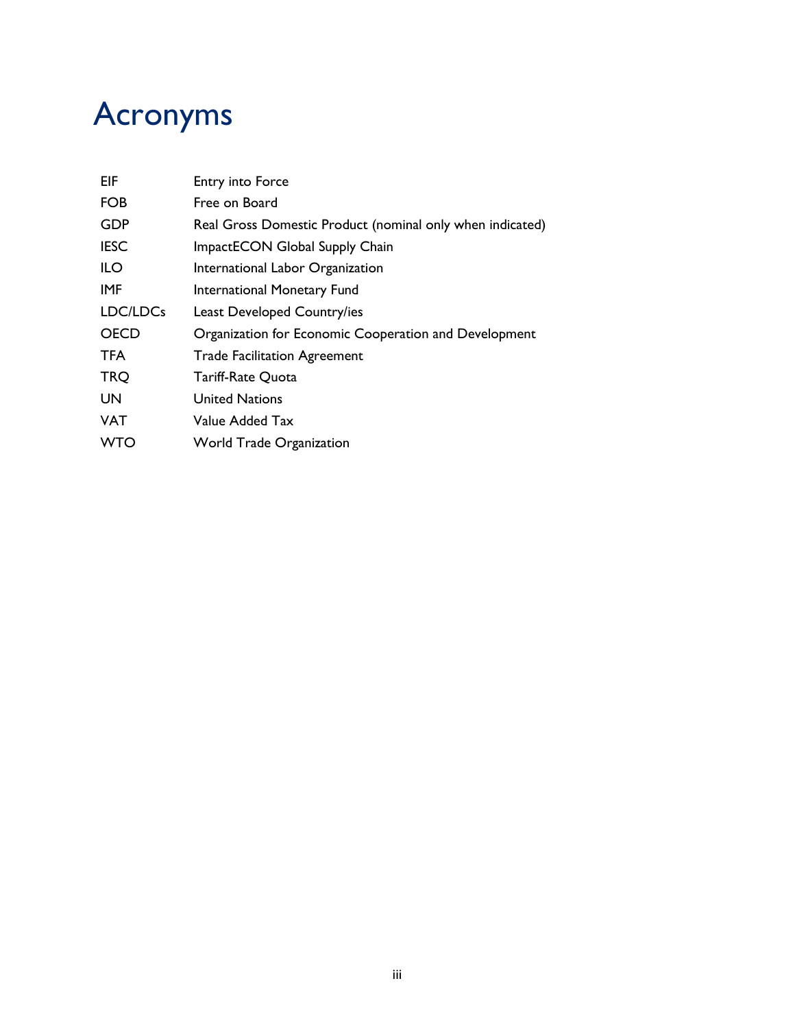# Acronyms

| | |
|---|---|
| EIF | Entry into Force |
| FOB | Free on Board |
| GDP | Real Gross Domestic Product (nominal only when indicated) |
| IESC | ImpactECON Global Supply Chain |
| ILO | International Labor Organization |
| IMF | International Monetary Fund |
| LDC/LDCs | Least Developed Country/ies |
| OECD | Organization for Economic Cooperation and Development |
| TFA | Trade Facilitation Agreement |
| TRQ | Tariff-Rate Quota |
| UN | United Nations |
| VAT | Value Added Tax |
| WTO | World Trade Organization |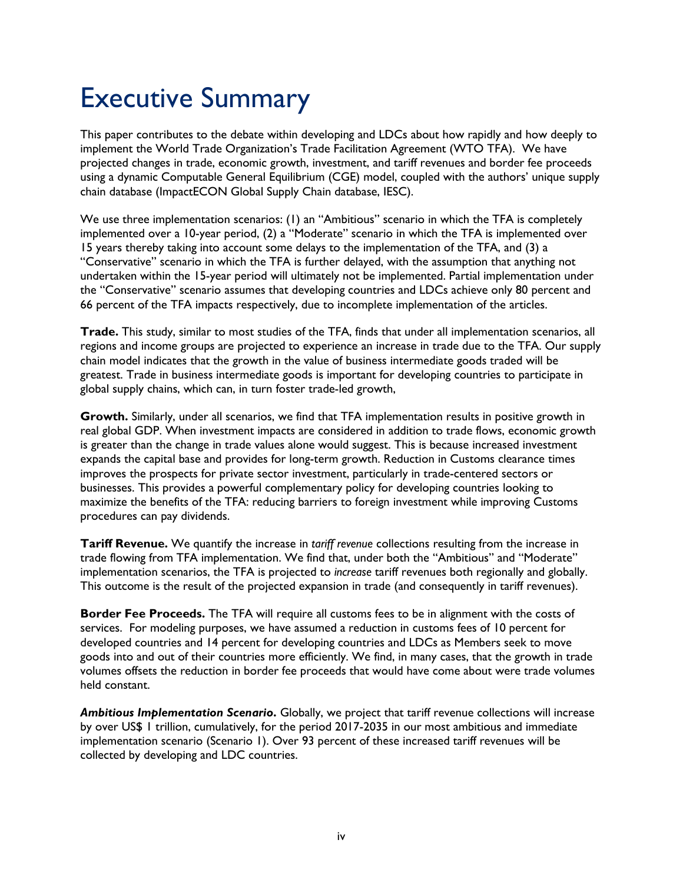# Executive Summary

This paper contributes to the debate within developing and LDCs about how rapidly and how deeply to implement the World Trade Organization's Trade Facilitation Agreement (WTO TFA). We have projected changes in trade, economic growth, investment, and tariff revenues and border fee proceeds using a dynamic Computable General Equilibrium (CGE) model, coupled with the authors' unique supply chain database (ImpactECON Global Supply Chain database, IESC).

We use three implementation scenarios: (1) an "Ambitious" scenario in which the TFA is completely implemented over a 10-year period, (2) a "Moderate" scenario in which the TFA is implemented over 15 years thereby taking into account some delays to the implementation of the TFA, and (3) a "Conservative" scenario in which the TFA is further delayed, with the assumption that anything not undertaken within the 15-year period will ultimately not be implemented. Partial implementation under the "Conservative" scenario assumes that developing countries and LDCs achieve only 80 percent and 66 percent of the TFA impacts respectively, due to incomplete implementation of the articles.

**Trade.** This study, similar to most studies of the TFA, finds that under all implementation scenarios, all regions and income groups are projected to experience an increase in trade due to the TFA. Our supply chain model indicates that the growth in the value of business intermediate goods traded will be greatest. Trade in business intermediate goods is important for developing countries to participate in global supply chains, which can, in turn foster trade-led growth,

**Growth.** Similarly, under all scenarios, we find that TFA implementation results in positive growth in real global GDP. When investment impacts are considered in addition to trade flows, economic growth is greater than the change in trade values alone would suggest. This is because increased investment expands the capital base and provides for long-term growth. Reduction in Customs clearance times improves the prospects for private sector investment, particularly in trade-centered sectors or businesses. This provides a powerful complementary policy for developing countries looking to maximize the benefits of the TFA: reducing barriers to foreign investment while improving Customs procedures can pay dividends.

**Tariff Revenue.** We quantify the increase in *tariff revenue* collections resulting from the increase in trade flowing from TFA implementation. We find that, under both the "Ambitious" and "Moderate" implementation scenarios, the TFA is projected to *increase* tariff revenues both regionally and globally. This outcome is the result of the projected expansion in trade (and consequently in tariff revenues).

**Border Fee Proceeds.** The TFA will require all customs fees to be in alignment with the costs of services. For modeling purposes, we have assumed a reduction in customs fees of 10 percent for developed countries and 14 percent for developing countries and LDCs as Members seek to move goods into and out of their countries more efficiently. We find, in many cases, that the growth in trade volumes offsets the reduction in border fee proceeds that would have come about were trade volumes held constant.

***Ambitious Implementation Scenario*.** Globally, we project that tariff revenue collections will increase by over US$ 1 trillion, cumulatively, for the period 2017-2035 in our most ambitious and immediate implementation scenario (Scenario 1). Over 93 percent of these increased tariff revenues will be collected by developing and LDC countries.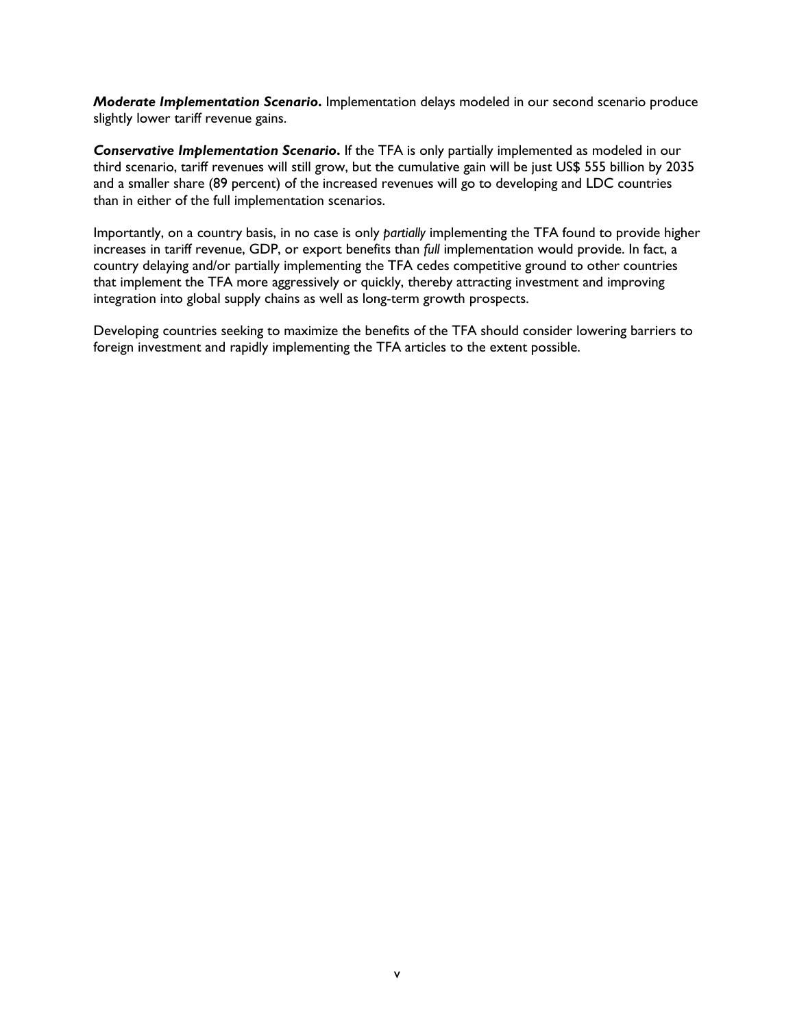***Moderate Implementation Scenario*.** Implementation delays modeled in our second scenario produce slightly lower tariff revenue gains.

***Conservative Implementation Scenario*.** If the TFA is only partially implemented as modeled in our third scenario, tariff revenues will still grow, but the cumulative gain will be just US$ 555 billion by 2035 and a smaller share (89 percent) of the increased revenues will go to developing and LDC countries than in either of the full implementation scenarios.

Importantly, on a country basis, in no case is only *partially* implementing the TFA found to provide higher increases in tariff revenue, GDP, or export benefits than *full* implementation would provide. In fact, a country delaying and/or partially implementing the TFA cedes competitive ground to other countries that implement the TFA more aggressively or quickly, thereby attracting investment and improving integration into global supply chains as well as long-term growth prospects.

Developing countries seeking to maximize the benefits of the TFA should consider lowering barriers to foreign investment and rapidly implementing the TFA articles to the extent possible.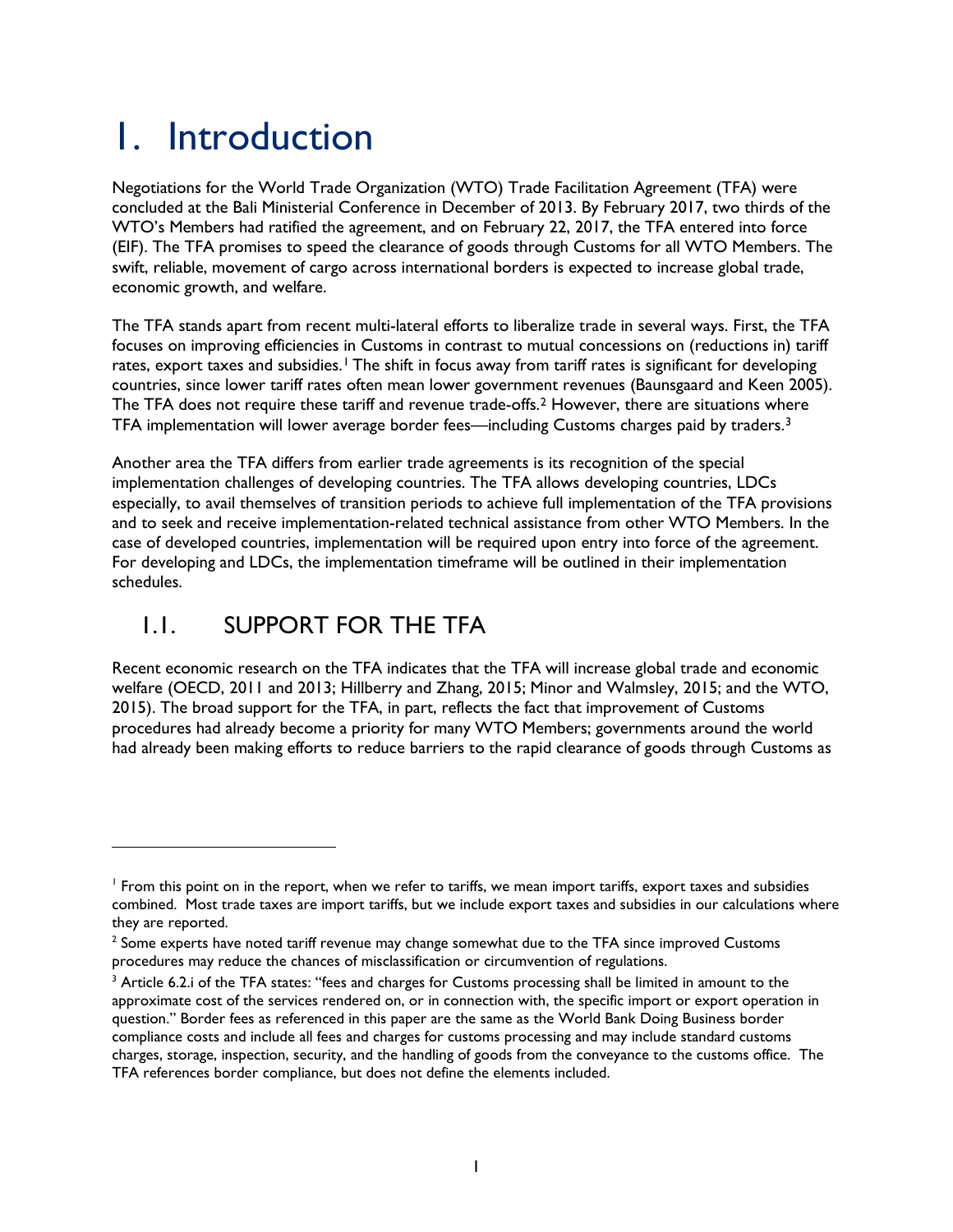# 1. Introduction

Negotiations for the World Trade Organization (WTO) Trade Facilitation Agreement (TFA) were concluded at the Bali Ministerial Conference in December of 2013. By February 2017, two thirds of the WTO's Members had ratified the agreement, and on February 22, 2017, the TFA entered into force (EIF). The TFA promises to speed the clearance of goods through Customs for all WTO Members. The swift, reliable, movement of cargo across international borders is expected to increase global trade, economic growth, and welfare.

The TFA stands apart from recent multi-lateral efforts to liberalize trade in several ways. First, the TFA focuses on improving efficiencies in Customs in contrast to mutual concessions on (reductions in) tariff rates, export taxes and subsidies.[1] The shift in focus away from tariff rates is significant for developing countries, since lower tariff rates often mean lower government revenues (Baunsgaard and Keen 2005). The TFA does not require these tariff and revenue trade-offs.[2] However, there are situations where TFA implementation will lower average border fees—including Customs charges paid by traders.[3]

Another area the TFA differs from earlier trade agreements is its recognition of the special implementation challenges of developing countries. The TFA allows developing countries, LDCs especially, to avail themselves of transition periods to achieve full implementation of the TFA provisions and to seek and receive implementation-related technical assistance from other WTO Members. In the case of developed countries, implementation will be required upon entry into force of the agreement. For developing and LDCs, the implementation timeframe will be outlined in their implementation schedules.

## 1.1. SUPPORT FOR THE TFA

Recent economic research on the TFA indicates that the TFA will increase global trade and economic welfare (OECD, 2011 and 2013; Hillberry and Zhang, 2015; Minor and Walmsley, 2015; and the WTO, 2015). The broad support for the TFA, in part, reflects the fact that improvement of Customs procedures had already become a priority for many WTO Members; governments around the world had already been making efforts to reduce barriers to the rapid clearance of goods through Customs as

---

[1] From this point on in the report, when we refer to tariffs, we mean import tariffs, export taxes and subsidies combined. Most trade taxes are import tariffs, but we include export taxes and subsidies in our calculations where they are reported.

[2] Some experts have noted tariff revenue may change somewhat due to the TFA since improved Customs procedures may reduce the chances of misclassification or circumvention of regulations.

[3] Article 6.2.i of the TFA states: "fees and charges for Customs processing shall be limited in amount to the approximate cost of the services rendered on, or in connection with, the specific import or export operation in question." Border fees as referenced in this paper are the same as the World Bank Doing Business border compliance costs and include all fees and charges for customs processing and may include standard customs charges, storage, inspection, security, and the handling of goods from the conveyance to the customs office. The TFA references border compliance, but does not define the elements included.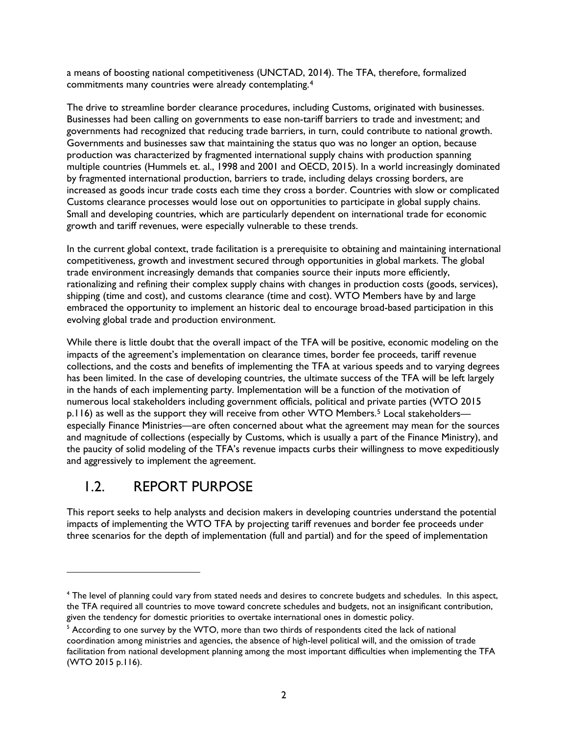a means of boosting national competitiveness (UNCTAD, 2014). The TFA, therefore, formalized commitments many countries were already contemplating.[4]

The drive to streamline border clearance procedures, including Customs, originated with businesses. Businesses had been calling on governments to ease non-tariff barriers to trade and investment; and governments had recognized that reducing trade barriers, in turn, could contribute to national growth. Governments and businesses saw that maintaining the status quo was no longer an option, because production was characterized by fragmented international supply chains with production spanning multiple countries (Hummels et. al., 1998 and 2001 and OECD, 2015). In a world increasingly dominated by fragmented international production, barriers to trade, including delays crossing borders, are increased as goods incur trade costs each time they cross a border. Countries with slow or complicated Customs clearance processes would lose out on opportunities to participate in global supply chains. Small and developing countries, which are particularly dependent on international trade for economic growth and tariff revenues, were especially vulnerable to these trends.

In the current global context, trade facilitation is a prerequisite to obtaining and maintaining international competitiveness, growth and investment secured through opportunities in global markets. The global trade environment increasingly demands that companies source their inputs more efficiently, rationalizing and refining their complex supply chains with changes in production costs (goods, services), shipping (time and cost), and customs clearance (time and cost). WTO Members have by and large embraced the opportunity to implement an historic deal to encourage broad-based participation in this evolving global trade and production environment.

While there is little doubt that the overall impact of the TFA will be positive, economic modeling on the impacts of the agreement's implementation on clearance times, border fee proceeds, tariff revenue collections, and the costs and benefits of implementing the TFA at various speeds and to varying degrees has been limited. In the case of developing countries, the ultimate success of the TFA will be left largely in the hands of each implementing party. Implementation will be a function of the motivation of numerous local stakeholders including government officials, political and private parties (WTO 2015 p.116) as well as the support they will receive from other WTO Members.[5] Local stakeholders—especially Finance Ministries—are often concerned about what the agreement may mean for the sources and magnitude of collections (especially by Customs, which is usually a part of the Finance Ministry), and the paucity of solid modeling of the TFA's revenue impacts curbs their willingness to move expeditiously and aggressively to implement the agreement.

## 1.2. REPORT PURPOSE

This report seeks to help analysts and decision makers in developing countries understand the potential impacts of implementing the WTO TFA by projecting tariff revenues and border fee proceeds under three scenarios for the depth of implementation (full and partial) and for the speed of implementation

---

[4] The level of planning could vary from stated needs and desires to concrete budgets and schedules. In this aspect, the TFA required all countries to move toward concrete schedules and budgets, not an insignificant contribution, given the tendency for domestic priorities to overtake international ones in domestic policy.

[5] According to one survey by the WTO, more than two thirds of respondents cited the lack of national coordination among ministries and agencies, the absence of high-level political will, and the omission of trade facilitation from national development planning among the most important difficulties when implementing the TFA (WTO 2015 p.116).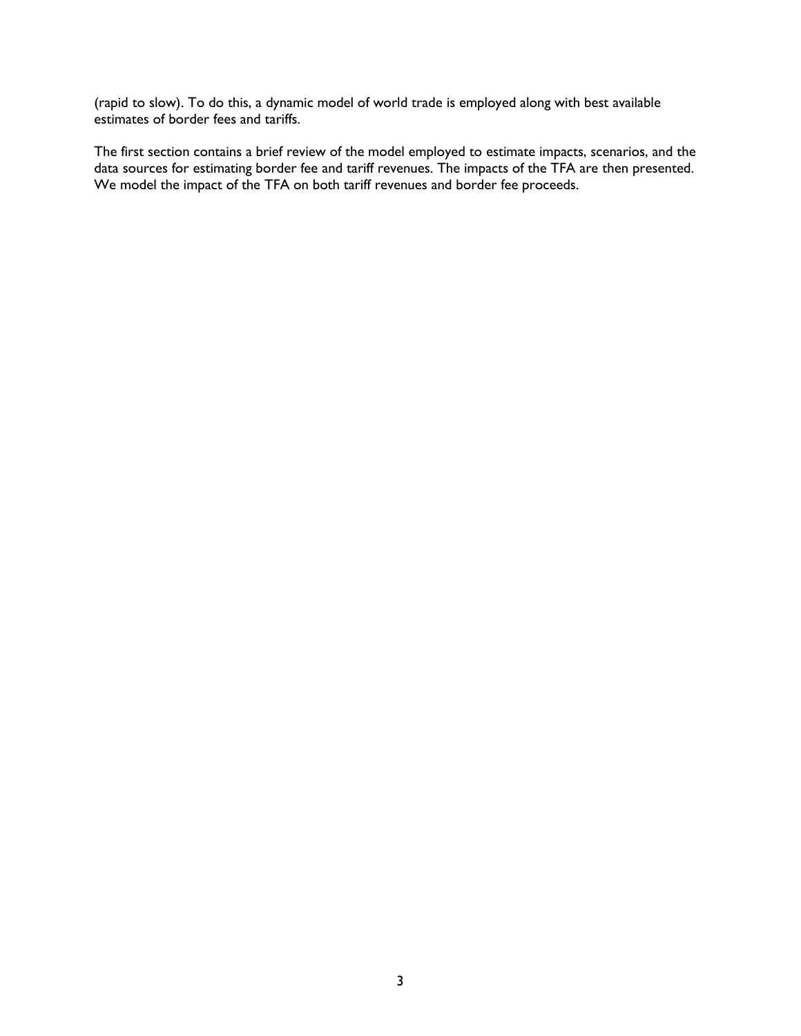(rapid to slow). To do this, a dynamic model of world trade is employed along with best available estimates of border fees and tariffs.

The first section contains a brief review of the model employed to estimate impacts, scenarios, and the data sources for estimating border fee and tariff revenues. The impacts of the TFA are then presented. We model the impact of the TFA on both tariff revenues and border fee proceeds.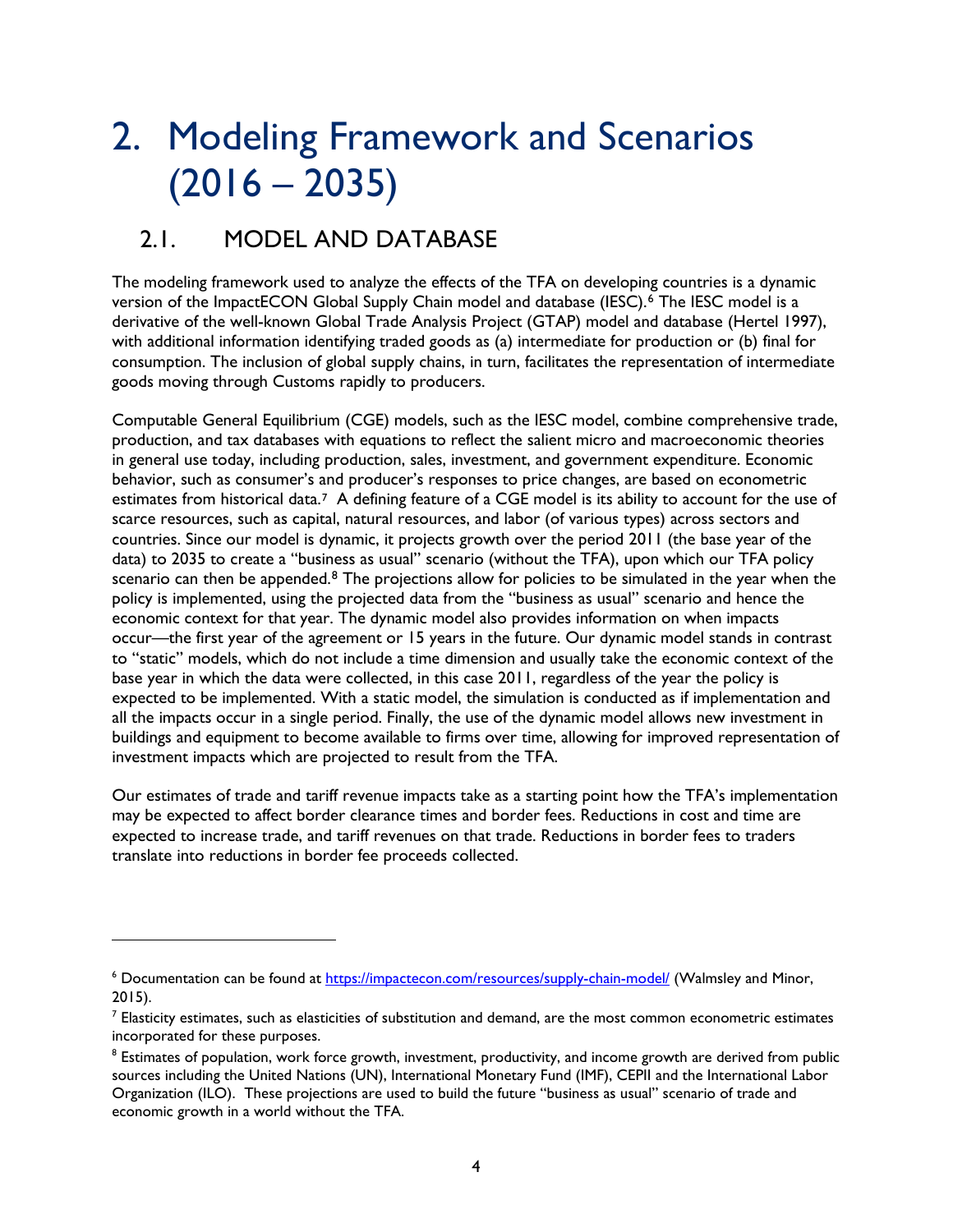# 2. Modeling Framework and Scenarios (2016 – 2035)

## 2.1. MODEL AND DATABASE

The modeling framework used to analyze the effects of the TFA on developing countries is a dynamic version of the ImpactECON Global Supply Chain model and database (IESC).[6] The IESC model is a derivative of the well-known Global Trade Analysis Project (GTAP) model and database (Hertel 1997), with additional information identifying traded goods as (a) intermediate for production or (b) final for consumption. The inclusion of global supply chains, in turn, facilitates the representation of intermediate goods moving through Customs rapidly to producers.

Computable General Equilibrium (CGE) models, such as the IESC model, combine comprehensive trade, production, and tax databases with equations to reflect the salient micro and macroeconomic theories in general use today, including production, sales, investment, and government expenditure. Economic behavior, such as consumer's and producer's responses to price changes, are based on econometric estimates from historical data.[7] A defining feature of a CGE model is its ability to account for the use of scarce resources, such as capital, natural resources, and labor (of various types) across sectors and countries. Since our model is dynamic, it projects growth over the period 2011 (the base year of the data) to 2035 to create a "business as usual" scenario (without the TFA), upon which our TFA policy scenario can then be appended.[8] The projections allow for policies to be simulated in the year when the policy is implemented, using the projected data from the "business as usual" scenario and hence the economic context for that year. The dynamic model also provides information on when impacts occur—the first year of the agreement or 15 years in the future. Our dynamic model stands in contrast to "static" models, which do not include a time dimension and usually take the economic context of the base year in which the data were collected, in this case 2011, regardless of the year the policy is expected to be implemented. With a static model, the simulation is conducted as if implementation and all the impacts occur in a single period. Finally, the use of the dynamic model allows new investment in buildings and equipment to become available to firms over time, allowing for improved representation of investment impacts which are projected to result from the TFA.

Our estimates of trade and tariff revenue impacts take as a starting point how the TFA's implementation may be expected to affect border clearance times and border fees. Reductions in cost and time are expected to increase trade, and tariff revenues on that trade. Reductions in border fees to traders translate into reductions in border fee proceeds collected.

---

[6] Documentation can be found at https://impactecon.com/resources/supply-chain-model/ (Walmsley and Minor, 2015).

[7] Elasticity estimates, such as elasticities of substitution and demand, are the most common econometric estimates incorporated for these purposes.

[8] Estimates of population, work force growth, investment, productivity, and income growth are derived from public sources including the United Nations (UN), International Monetary Fund (IMF), CEPII and the International Labor Organization (ILO). These projections are used to build the future "business as usual" scenario of trade and economic growth in a world without the TFA.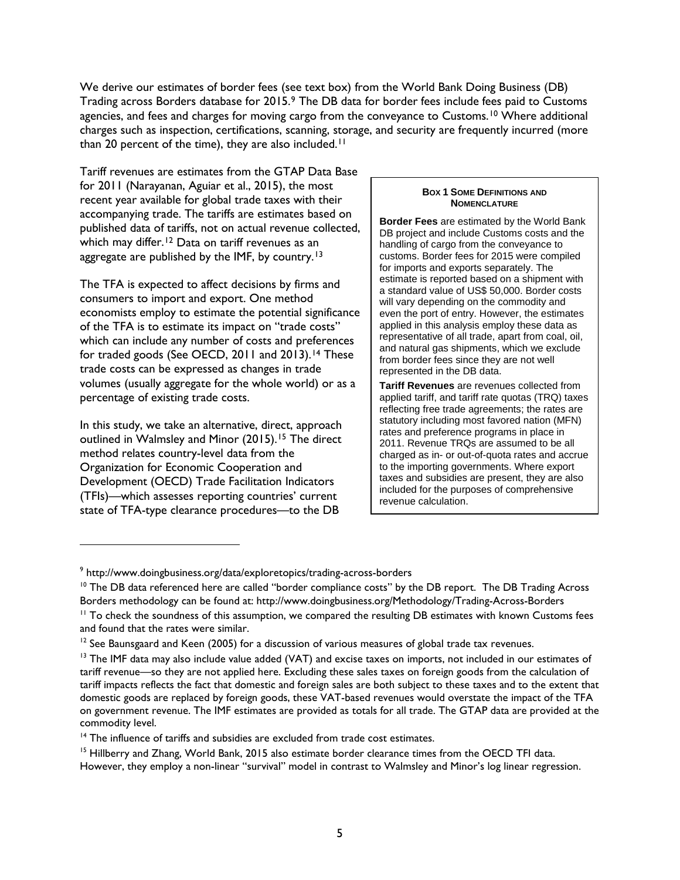We derive our estimates of border fees (see text box) from the World Bank Doing Business (DB) Trading across Borders database for 2015.[9] The DB data for border fees include fees paid to Customs agencies, and fees and charges for moving cargo from the conveyance to Customs.[10] Where additional charges such as inspection, certifications, scanning, storage, and security are frequently incurred (more than 20 percent of the time), they are also included.[11]

Tariff revenues are estimates from the GTAP Data Base for 2011 (Narayanan, Aguiar et al., 2015), the most recent year available for global trade taxes with their accompanying trade. The tariffs are estimates based on published data of tariffs, not on actual revenue collected, which may differ.[12] Data on tariff revenues as an aggregate are published by the IMF, by country.[13]

The TFA is expected to affect decisions by firms and consumers to import and export. One method economists employ to estimate the potential significance of the TFA is to estimate its impact on "trade costs" which can include any number of costs and preferences for traded goods (See OECD, 2011 and 2013).[14] These trade costs can be expressed as changes in trade volumes (usually aggregate for the whole world) or as a percentage of existing trade costs.

In this study, we take an alternative, direct, approach outlined in Walmsley and Minor (2015).[15] The direct method relates country-level data from the Organization for Economic Cooperation and Development (OECD) Trade Facilitation Indicators (TFIs)—which assesses reporting countries' current state of TFA-type clearance procedures—to the DB

> **BOX 1 SOME DEFINITIONS AND NOMENCLATURE**
>
> **Border Fees** are estimated by the World Bank DB project and include Customs costs and the handling of cargo from the conveyance to customs. Border fees for 2015 were compiled for imports and exports separately. The estimate is reported based on a shipment with a standard value of US$ 50,000. Border costs will vary depending on the commodity and even the port of entry. However, the estimates applied in this analysis employ these data as representative of all trade, apart from coal, oil, and natural gas shipments, which we exclude from border fees since they are not well represented in the DB data.
>
> **Tariff Revenues** are revenues collected from applied tariff, and tariff rate quotas (TRQ) taxes reflecting free trade agreements; the rates are statutory including most favored nation (MFN) rates and preference programs in place in 2011. Revenue TRQs are assumed to be all charged as in- or out-of-quota rates and accrue to the importing governments. Where export taxes and subsidies are present, they are also included for the purposes of comprehensive revenue calculation.

---

[9] http://www.doingbusiness.org/data/exploretopics/trading-across-borders

[10] The DB data referenced here are called "border compliance costs" by the DB report. The DB Trading Across Borders methodology can be found at: http://www.doingbusiness.org/Methodology/Trading-Across-Borders

[11] To check the soundness of this assumption, we compared the resulting DB estimates with known Customs fees and found that the rates were similar.

[12] See Baunsgaard and Keen (2005) for a discussion of various measures of global trade tax revenues.

[13] The IMF data may also include value added (VAT) and excise taxes on imports, not included in our estimates of tariff revenue—so they are not applied here. Excluding these sales taxes on foreign goods from the calculation of tariff impacts reflects the fact that domestic and foreign sales are both subject to these taxes and to the extent that domestic goods are replaced by foreign goods, these VAT-based revenues would overstate the impact of the TFA on government revenue. The IMF estimates are provided as totals for all trade. The GTAP data are provided at the commodity level.

[14] The influence of tariffs and subsidies are excluded from trade cost estimates.

[15] Hillberry and Zhang, World Bank, 2015 also estimate border clearance times from the OECD TFI data. However, they employ a non-linear "survival" model in contrast to Walmsley and Minor's log linear regression.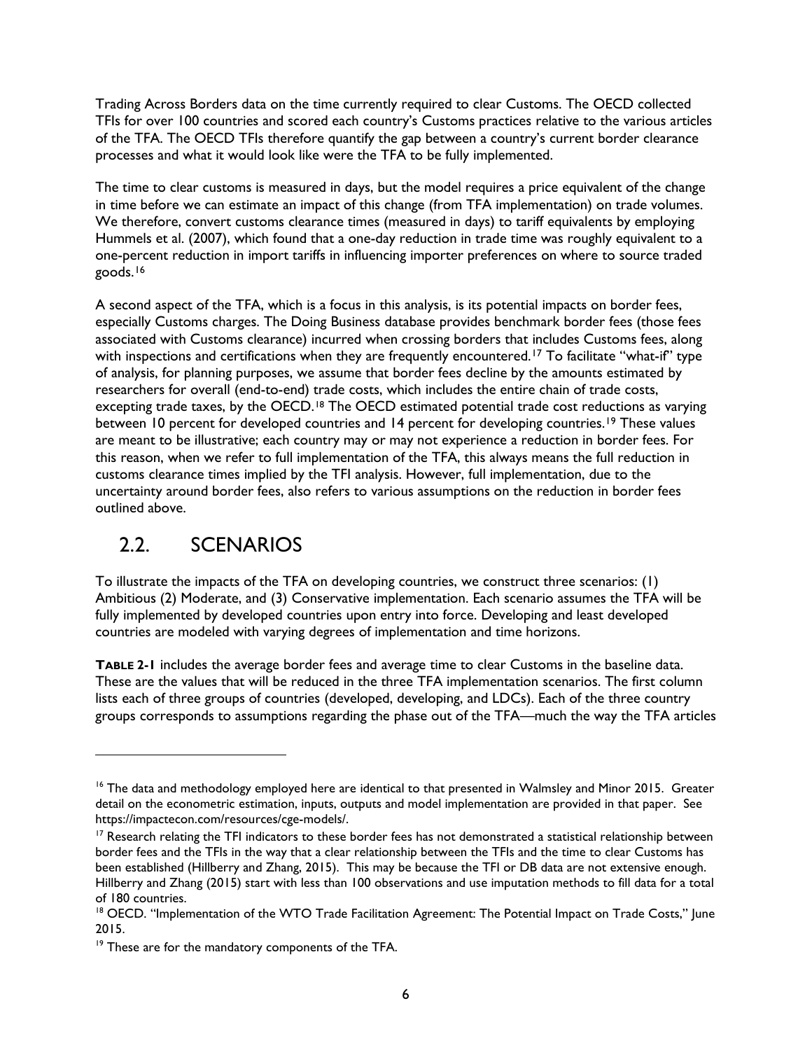Trading Across Borders data on the time currently required to clear Customs. The OECD collected TFIs for over 100 countries and scored each country's Customs practices relative to the various articles of the TFA. The OECD TFIs therefore quantify the gap between a country's current border clearance processes and what it would look like were the TFA to be fully implemented.

The time to clear customs is measured in days, but the model requires a price equivalent of the change in time before we can estimate an impact of this change (from TFA implementation) on trade volumes. We therefore, convert customs clearance times (measured in days) to tariff equivalents by employing Hummels et al. (2007), which found that a one-day reduction in trade time was roughly equivalent to a one-percent reduction in import tariffs in influencing importer preferences on where to source traded goods.[16]

A second aspect of the TFA, which is a focus in this analysis, is its potential impacts on border fees, especially Customs charges. The Doing Business database provides benchmark border fees (those fees associated with Customs clearance) incurred when crossing borders that includes Customs fees, along with inspections and certifications when they are frequently encountered.[17] To facilitate "what-if" type of analysis, for planning purposes, we assume that border fees decline by the amounts estimated by researchers for overall (end-to-end) trade costs, which includes the entire chain of trade costs, excepting trade taxes, by the OECD.[18] The OECD estimated potential trade cost reductions as varying between 10 percent for developed countries and 14 percent for developing countries.[19] These values are meant to be illustrative; each country may or may not experience a reduction in border fees. For this reason, when we refer to full implementation of the TFA, this always means the full reduction in customs clearance times implied by the TFI analysis. However, full implementation, due to the uncertainty around border fees, also refers to various assumptions on the reduction in border fees outlined above.

## 2.2. SCENARIOS

To illustrate the impacts of the TFA on developing countries, we construct three scenarios: (1) Ambitious (2) Moderate, and (3) Conservative implementation. Each scenario assumes the TFA will be fully implemented by developed countries upon entry into force. Developing and least developed countries are modeled with varying degrees of implementation and time horizons.

**TABLE 2-1** includes the average border fees and average time to clear Customs in the baseline data. These are the values that will be reduced in the three TFA implementation scenarios. The first column lists each of three groups of countries (developed, developing, and LDCs). Each of the three country groups corresponds to assumptions regarding the phase out of the TFA—much the way the TFA articles

---

[16] The data and methodology employed here are identical to that presented in Walmsley and Minor 2015. Greater detail on the econometric estimation, inputs, outputs and model implementation are provided in that paper. See https://impactecon.com/resources/cge-models/.

[17] Research relating the TFI indicators to these border fees has not demonstrated a statistical relationship between border fees and the TFIs in the way that a clear relationship between the TFIs and the time to clear Customs has been established (Hillberry and Zhang, 2015). This may be because the TFI or DB data are not extensive enough. Hillberry and Zhang (2015) start with less than 100 observations and use imputation methods to fill data for a total of 180 countries.

[18] OECD. "Implementation of the WTO Trade Facilitation Agreement: The Potential Impact on Trade Costs," June 2015.

[19] These are for the mandatory components of the TFA.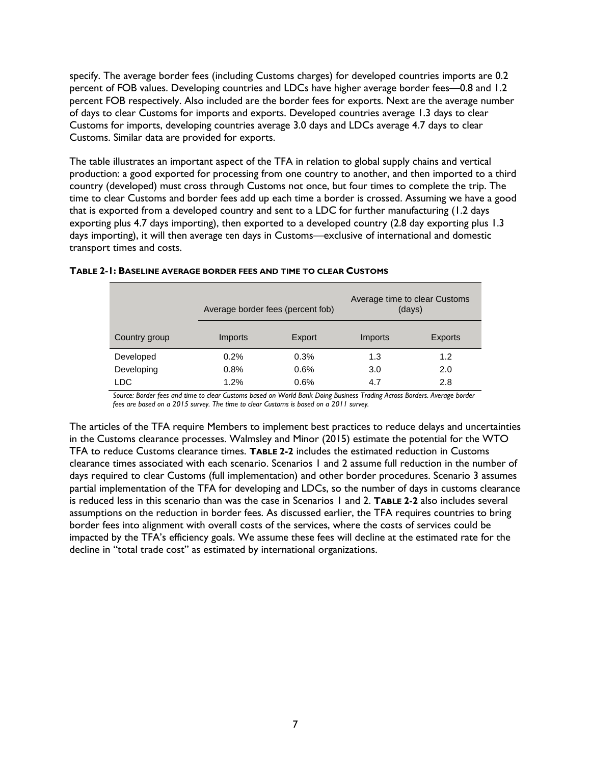specify. The average border fees (including Customs charges) for developed countries imports are 0.2 percent of FOB values. Developing countries and LDCs have higher average border fees—0.8 and 1.2 percent FOB respectively. Also included are the border fees for exports. Next are the average number of days to clear Customs for imports and exports. Developed countries average 1.3 days to clear Customs for imports, developing countries average 3.0 days and LDCs average 4.7 days to clear Customs. Similar data are provided for exports.

The table illustrates an important aspect of the TFA in relation to global supply chains and vertical production: a good exported for processing from one country to another, and then imported to a third country (developed) must cross through Customs not once, but four times to complete the trip. The time to clear Customs and border fees add up each time a border is crossed. Assuming we have a good that is exported from a developed country and sent to a LDC for further manufacturing (1.2 days exporting plus 4.7 days importing), then exported to a developed country (2.8 day exporting plus 1.3 days importing), it will then average ten days in Customs—exclusive of international and domestic transport times and costs.

**TABLE 2-1: BASELINE AVERAGE BORDER FEES AND TIME TO CLEAR CUSTOMS**

| | Average border fees (percent fob) | | Average time to clear Customs (days) | |
|---|---|---|---|---|
| Country group | Imports | Export | Imports | Exports |
| Developed | 0.2% | 0.3% | 1.3 | 1.2 |
| Developing | 0.8% | 0.6% | 3.0 | 2.0 |
| LDC | 1.2% | 0.6% | 4.7 | 2.8 |

*Source: Border fees and time to clear Customs based on World Bank Doing Business Trading Across Borders. Average border fees are based on a 2015 survey. The time to clear Customs is based on a 2011 survey.*

The articles of the TFA require Members to implement best practices to reduce delays and uncertainties in the Customs clearance processes. Walmsley and Minor (2015) estimate the potential for the WTO TFA to reduce Customs clearance times. **TABLE 2-2** includes the estimated reduction in Customs clearance times associated with each scenario. Scenarios 1 and 2 assume full reduction in the number of days required to clear Customs (full implementation) and other border procedures. Scenario 3 assumes partial implementation of the TFA for developing and LDCs, so the number of days in customs clearance is reduced less in this scenario than was the case in Scenarios 1 and 2. **TABLE 2-2** also includes several assumptions on the reduction in border fees. As discussed earlier, the TFA requires countries to bring border fees into alignment with overall costs of the services, where the costs of services could be impacted by the TFA's efficiency goals. We assume these fees will decline at the estimated rate for the decline in "total trade cost" as estimated by international organizations.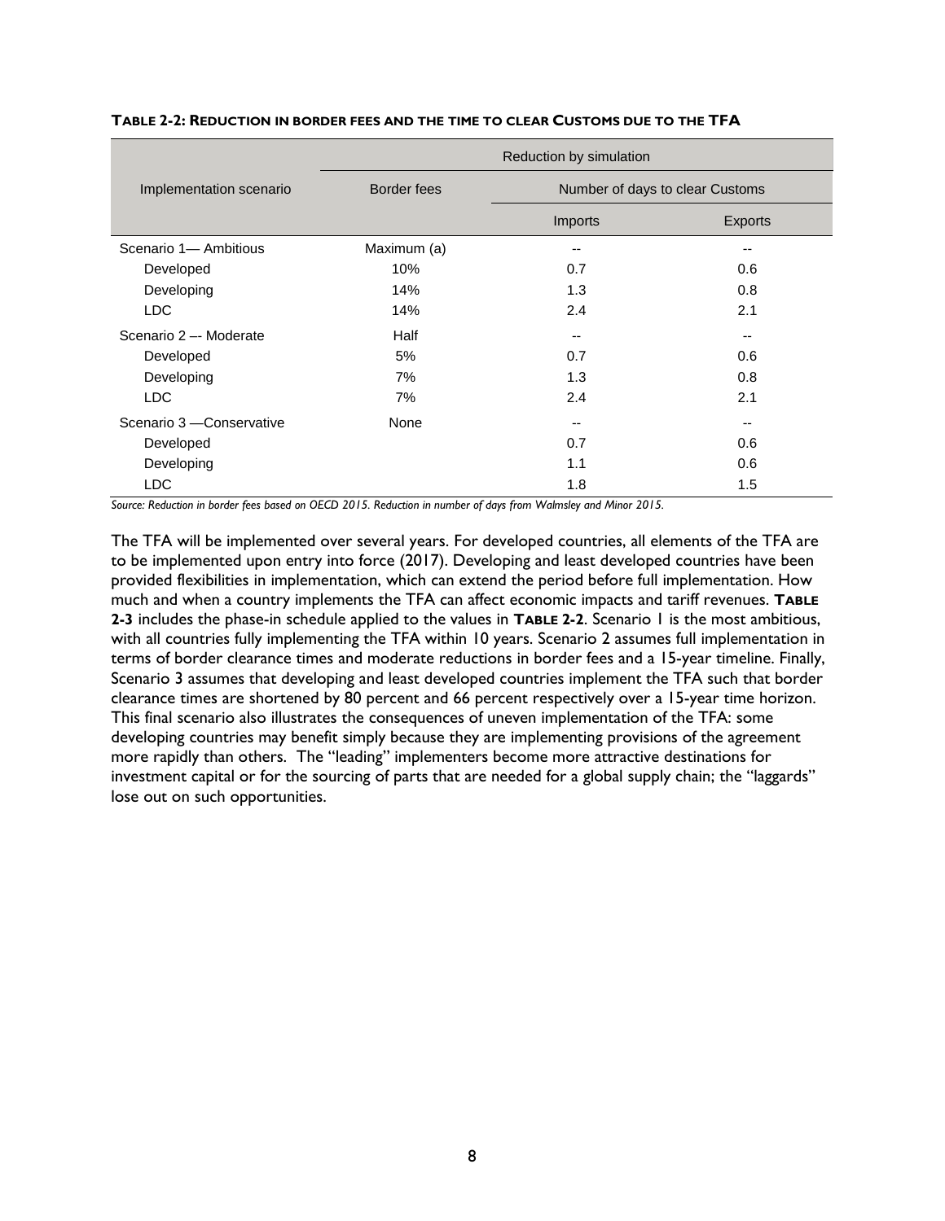**TABLE 2-2: REDUCTION IN BORDER FEES AND THE TIME TO CLEAR CUSTOMS DUE TO THE TFA**

| Implementation scenario | Reduction by simulation | | |
|---|---|---|---|
| | Border fees | Number of days to clear Customs | |
| | | Imports | Exports |
| Scenario 1— Ambitious | Maximum (a) | -- | -- |
| Developed | 10% | 0.7 | 0.6 |
| Developing | 14% | 1.3 | 0.8 |
| LDC | 14% | 2.4 | 2.1 |
| Scenario 2 –- Moderate | Half | -- | -- |
| Developed | 5% | 0.7 | 0.6 |
| Developing | 7% | 1.3 | 0.8 |
| LDC | 7% | 2.4 | 2.1 |
| Scenario 3 —Conservative | None | -- | -- |
| Developed | | 0.7 | 0.6 |
| Developing | | 1.1 | 0.6 |
| LDC | | 1.8 | 1.5 |

*Source: Reduction in border fees based on OECD 2015. Reduction in number of days from Walmsley and Minor 2015.*

The TFA will be implemented over several years. For developed countries, all elements of the TFA are to be implemented upon entry into force (2017). Developing and least developed countries have been provided flexibilities in implementation, which can extend the period before full implementation. How much and when a country implements the TFA can affect economic impacts and tariff revenues. **TABLE 2-3** includes the phase-in schedule applied to the values in **TABLE 2-2**. Scenario 1 is the most ambitious, with all countries fully implementing the TFA within 10 years. Scenario 2 assumes full implementation in terms of border clearance times and moderate reductions in border fees and a 15-year timeline. Finally, Scenario 3 assumes that developing and least developed countries implement the TFA such that border clearance times are shortened by 80 percent and 66 percent respectively over a 15-year time horizon. This final scenario also illustrates the consequences of uneven implementation of the TFA: some developing countries may benefit simply because they are implementing provisions of the agreement more rapidly than others. The "leading" implementers become more attractive destinations for investment capital or for the sourcing of parts that are needed for a global supply chain; the "laggards" lose out on such opportunities.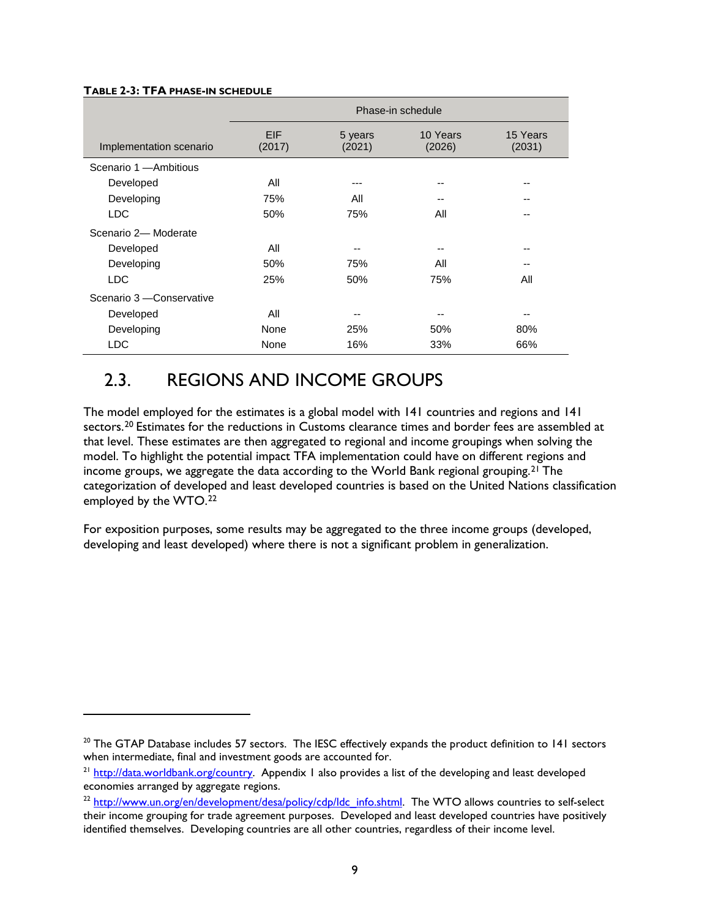**TABLE 2-3: TFA PHASE-IN SCHEDULE**

| | Phase-in schedule | | | |
|---|---|---|---|---|
| Implementation scenario | EIF (2017) | 5 years (2021) | 10 Years (2026) | 15 Years (2031) |
| Scenario 1 —Ambitious | | | | |
| Developed | All | --- | -- | -- |
| Developing | 75% | All | -- | -- |
| LDC | 50% | 75% | All | -- |
| Scenario 2— Moderate | | | | |
| Developed | All | -- | -- | -- |
| Developing | 50% | 75% | All | -- |
| LDC | 25% | 50% | 75% | All |
| Scenario 3 —Conservative | | | | |
| Developed | All | -- | -- | -- |
| Developing | None | 25% | 50% | 80% |
| LDC | None | 16% | 33% | 66% |

## 2.3. REGIONS AND INCOME GROUPS

The model employed for the estimates is a global model with 141 countries and regions and 141 sectors.[20] Estimates for the reductions in Customs clearance times and border fees are assembled at that level. These estimates are then aggregated to regional and income groupings when solving the model. To highlight the potential impact TFA implementation could have on different regions and income groups, we aggregate the data according to the World Bank regional grouping.[21] The categorization of developed and least developed countries is based on the United Nations classification employed by the WTO.[22]

For exposition purposes, some results may be aggregated to the three income groups (developed, developing and least developed) where there is not a significant problem in generalization.

---

[20] The GTAP Database includes 57 sectors. The IESC effectively expands the product definition to 141 sectors when intermediate, final and investment goods are accounted for.

[21] http://data.worldbank.org/country. Appendix 1 also provides a list of the developing and least developed economies arranged by aggregate regions.

[22] http://www.un.org/en/development/desa/policy/cdp/ldc_info.shtml. The WTO allows countries to self-select their income grouping for trade agreement purposes. Developed and least developed countries have positively identified themselves. Developing countries are all other countries, regardless of their income level.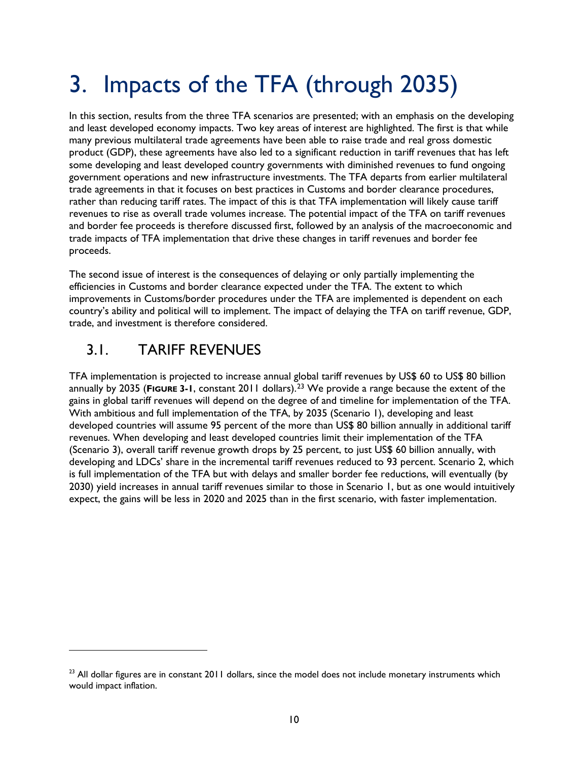# 3. Impacts of the TFA (through 2035)

In this section, results from the three TFA scenarios are presented; with an emphasis on the developing and least developed economy impacts. Two key areas of interest are highlighted. The first is that while many previous multilateral trade agreements have been able to raise trade and real gross domestic product (GDP), these agreements have also led to a significant reduction in tariff revenues that has left some developing and least developed country governments with diminished revenues to fund ongoing government operations and new infrastructure investments. The TFA departs from earlier multilateral trade agreements in that it focuses on best practices in Customs and border clearance procedures, rather than reducing tariff rates. The impact of this is that TFA implementation will likely cause tariff revenues to rise as overall trade volumes increase. The potential impact of the TFA on tariff revenues and border fee proceeds is therefore discussed first, followed by an analysis of the macroeconomic and trade impacts of TFA implementation that drive these changes in tariff revenues and border fee proceeds.

The second issue of interest is the consequences of delaying or only partially implementing the efficiencies in Customs and border clearance expected under the TFA. The extent to which improvements in Customs/border procedures under the TFA are implemented is dependent on each country's ability and political will to implement. The impact of delaying the TFA on tariff revenue, GDP, trade, and investment is therefore considered.

## 3.1. TARIFF REVENUES

TFA implementation is projected to increase annual global tariff revenues by US$ 60 to US$ 80 billion annually by 2035 (**FIGURE 3-1**, constant 2011 dollars).[23] We provide a range because the extent of the gains in global tariff revenues will depend on the degree of and timeline for implementation of the TFA. With ambitious and full implementation of the TFA, by 2035 (Scenario 1), developing and least developed countries will assume 95 percent of the more than US$ 80 billion annually in additional tariff revenues. When developing and least developed countries limit their implementation of the TFA (Scenario 3), overall tariff revenue growth drops by 25 percent, to just US$ 60 billion annually, with developing and LDCs' share in the incremental tariff revenues reduced to 93 percent. Scenario 2, which is full implementation of the TFA but with delays and smaller border fee reductions, will eventually (by 2030) yield increases in annual tariff revenues similar to those in Scenario 1, but as one would intuitively expect, the gains will be less in 2020 and 2025 than in the first scenario, with faster implementation.

[23] All dollar figures are in constant 2011 dollars, since the model does not include monetary instruments which would impact inflation.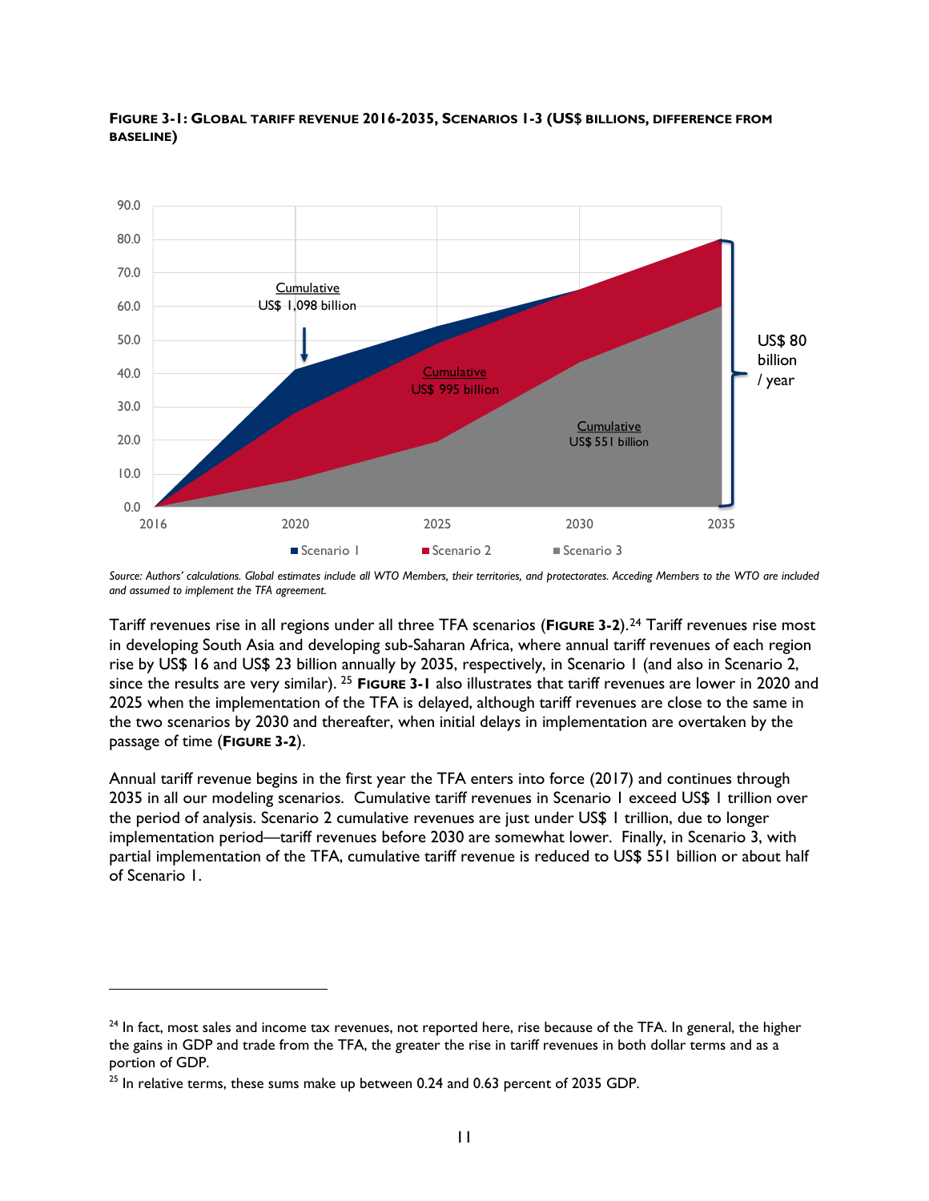**FIGURE 3-1: GLOBAL TARIFF REVENUE 2016-2035, SCENARIOS 1-3 (US$ BILLIONS, DIFFERENCE FROM BASELINE)**

Source: Authors' calculations. Global estimates include all WTO Members, their territories, and protectorates. Acceding Members to the WTO are included and assumed to implement the TFA agreement.

Tariff revenues rise in all regions under all three TFA scenarios (**FIGURE 3-2**).[24] Tariff revenues rise most in developing South Asia and developing sub-Saharan Africa, where annual tariff revenues of each region rise by US$ 16 and US$ 23 billion annually by 2035, respectively, in Scenario 1 (and also in Scenario 2, since the results are very similar).[25] **FIGURE 3-1** also illustrates that tariff revenues are lower in 2020 and 2025 when the implementation of the TFA is delayed, although tariff revenues are close to the same in the two scenarios by 2030 and thereafter, when initial delays in implementation are overtaken by the passage of time (**FIGURE 3-2**).

Annual tariff revenue begins in the first year the TFA enters into force (2017) and continues through 2035 in all our modeling scenarios. Cumulative tariff revenues in Scenario 1 exceed US$ 1 trillion over the period of analysis. Scenario 2 cumulative revenues are just under US$ 1 trillion, due to longer implementation period—tariff revenues before 2030 are somewhat lower. Finally, in Scenario 3, with partial implementation of the TFA, cumulative tariff revenue is reduced to US$ 551 billion or about half of Scenario 1.

---

[24] In fact, most sales and income tax revenues, not reported here, rise because of the TFA. In general, the higher the gains in GDP and trade from the TFA, the greater the rise in tariff revenues in both dollar terms and as a portion of GDP.

[25] In relative terms, these sums make up between 0.24 and 0.63 percent of 2035 GDP.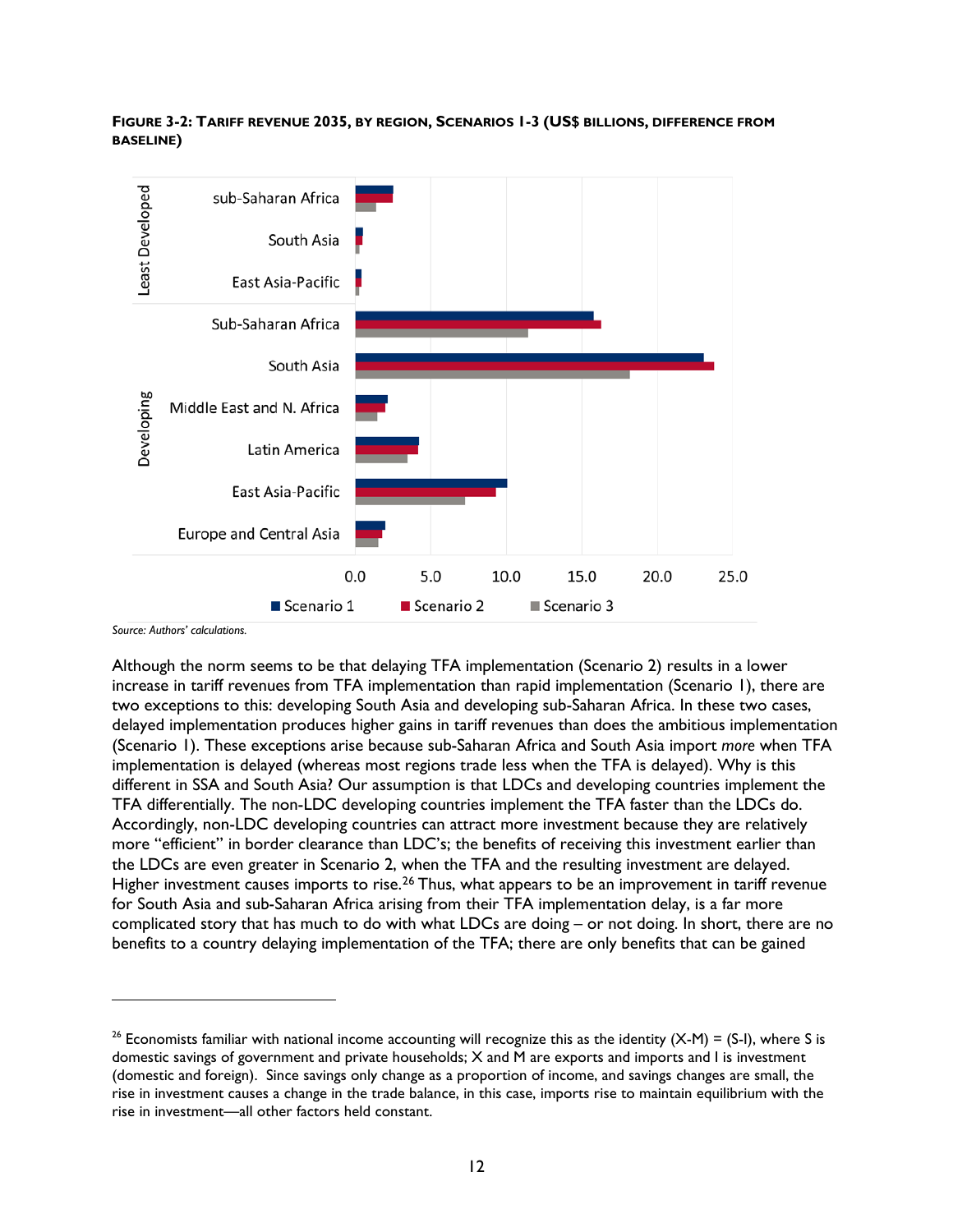**FIGURE 3-2: TARIFF REVENUE 2035, BY REGION, SCENARIOS 1-3 (US$ BILLIONS, DIFFERENCE FROM BASELINE)**

*Source: Authors' calculations.*

Although the norm seems to be that delaying TFA implementation (Scenario 2) results in a lower increase in tariff revenues from TFA implementation than rapid implementation (Scenario 1), there are two exceptions to this: developing South Asia and developing sub-Saharan Africa. In these two cases, delayed implementation produces higher gains in tariff revenues than does the ambitious implementation (Scenario 1). These exceptions arise because sub-Saharan Africa and South Asia import *more* when TFA implementation is delayed (whereas most regions trade less when the TFA is delayed). Why is this different in SSA and South Asia? Our assumption is that LDCs and developing countries implement the TFA differentially. The non-LDC developing countries implement the TFA faster than the LDCs do. Accordingly, non-LDC developing countries can attract more investment because they are relatively more "efficient" in border clearance than LDC's; the benefits of receiving this investment earlier than the LDCs are even greater in Scenario 2, when the TFA and the resulting investment are delayed. Higher investment causes imports to rise.[26] Thus, what appears to be an improvement in tariff revenue for South Asia and sub-Saharan Africa arising from their TFA implementation delay, is a far more complicated story that has much to do with what LDCs are doing – or not doing. In short, there are no benefits to a country delaying implementation of the TFA; there are only benefits that can be gained

---

[26] Economists familiar with national income accounting will recognize this as the identity (X-M) = (S-I), where S is domestic savings of government and private households; X and M are exports and imports and I is investment (domestic and foreign). Since savings only change as a proportion of income, and savings changes are small, the rise in investment causes a change in the trade balance, in this case, imports rise to maintain equilibrium with the rise in investment—all other factors held constant.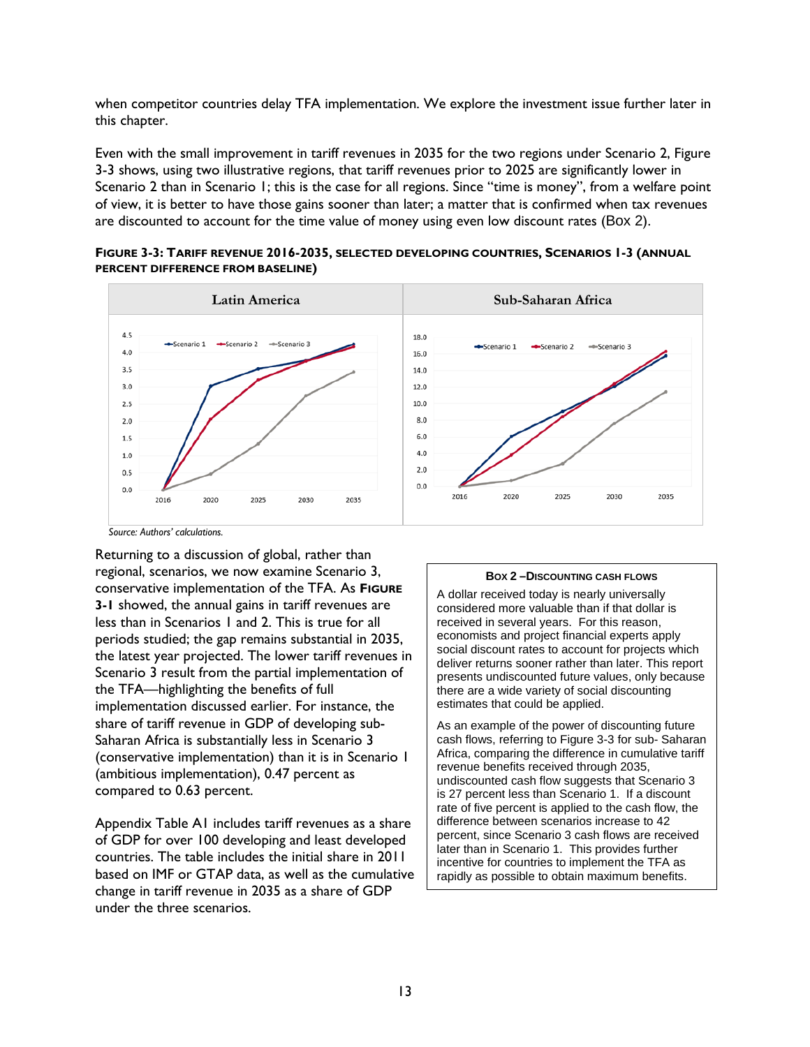when competitor countries delay TFA implementation. We explore the investment issue further later in this chapter.

Even with the small improvement in tariff revenues in 2035 for the two regions under Scenario 2, Figure 3-3 shows, using two illustrative regions, that tariff revenues prior to 2025 are significantly lower in Scenario 2 than in Scenario 1; this is the case for all regions. Since "time is money", from a welfare point of view, it is better to have those gains sooner than later; a matter that is confirmed when tax revenues are discounted to account for the time value of money using even low discount rates (Box 2).

**Figure 3-3: Tariff revenue 2016-2035, selected developing countries, Scenarios 1-3 (annual percent difference from baseline)**

| Latin America | Sub-Saharan Africa |
|---|---|

*Source: Authors' calculations.*

Returning to a discussion of global, rather than regional, scenarios, we now examine Scenario 3, conservative implementation of the TFA. As **Figure 3-1** showed, the annual gains in tariff revenues are less than in Scenarios 1 and 2. This is true for all periods studied; the gap remains substantial in 2035, the latest year projected. The lower tariff revenues in Scenario 3 result from the partial implementation of the TFA—highlighting the benefits of full implementation discussed earlier. For instance, the share of tariff revenue in GDP of developing sub-Saharan Africa is substantially less in Scenario 3 (conservative implementation) than it is in Scenario 1 (ambitious implementation), 0.47 percent as compared to 0.63 percent.

Appendix Table A1 includes tariff revenues as a share of GDP for over 100 developing and least developed countries. The table includes the initial share in 2011 based on IMF or GTAP data, as well as the cumulative change in tariff revenue in 2035 as a share of GDP under the three scenarios.

**Box 2 – Discounting cash flows**

A dollar received today is nearly universally considered more valuable than if that dollar is received in several years. For this reason, economists and project financial experts apply social discount rates to account for projects which deliver returns sooner rather than later. This report presents undiscounted future values, only because there are a wide variety of social discounting estimates that could be applied.

As an example of the power of discounting future cash flows, referring to Figure 3-3 for sub- Saharan Africa, comparing the difference in cumulative tariff revenue benefits received through 2035, undiscounted cash flow suggests that Scenario 3 is 27 percent less than Scenario 1. If a discount rate of five percent is applied to the cash flow, the difference between scenarios increase to 42 percent, since Scenario 3 cash flows are received later than in Scenario 1. This provides further incentive for countries to implement the TFA as rapidly as possible to obtain maximum benefits.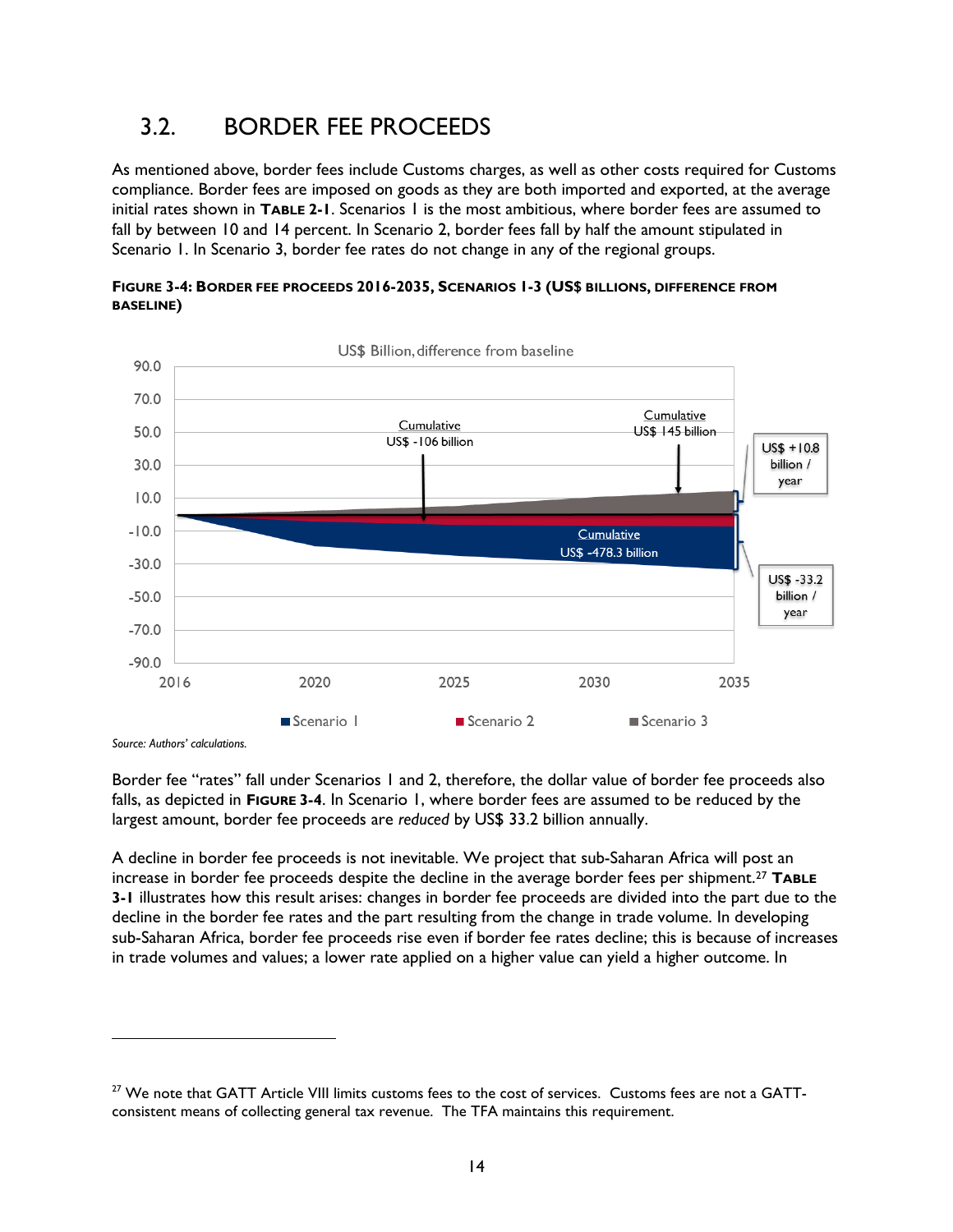## 3.2. BORDER FEE PROCEEDS

As mentioned above, border fees include Customs charges, as well as other costs required for Customs compliance. Border fees are imposed on goods as they are both imported and exported, at the average initial rates shown in **TABLE 2-1**. Scenarios 1 is the most ambitious, where border fees are assumed to fall by between 10 and 14 percent. In Scenario 2, border fees fall by half the amount stipulated in Scenario 1. In Scenario 3, border fee rates do not change in any of the regional groups.

**FIGURE 3-4: BORDER FEE PROCEEDS 2016-2035, SCENARIOS 1-3 (US$ BILLIONS, DIFFERENCE FROM BASELINE)**

*Source: Authors' calculations.*

Border fee "rates" fall under Scenarios 1 and 2, therefore, the dollar value of border fee proceeds also falls, as depicted in **FIGURE 3-4**. In Scenario 1, where border fees are assumed to be reduced by the largest amount, border fee proceeds are *reduced* by US$ 33.2 billion annually.

A decline in border fee proceeds is not inevitable. We project that sub-Saharan Africa will post an increase in border fee proceeds despite the decline in the average border fees per shipment.[27] **TABLE 3-1** illustrates how this result arises: changes in border fee proceeds are divided into the part due to the decline in the border fee rates and the part resulting from the change in trade volume. In developing sub-Saharan Africa, border fee proceeds rise even if border fee rates decline; this is because of increases in trade volumes and values; a lower rate applied on a higher value can yield a higher outcome. In

[27] We note that GATT Article VIII limits customs fees to the cost of services. Customs fees are not a GATT-consistent means of collecting general tax revenue. The TFA maintains this requirement.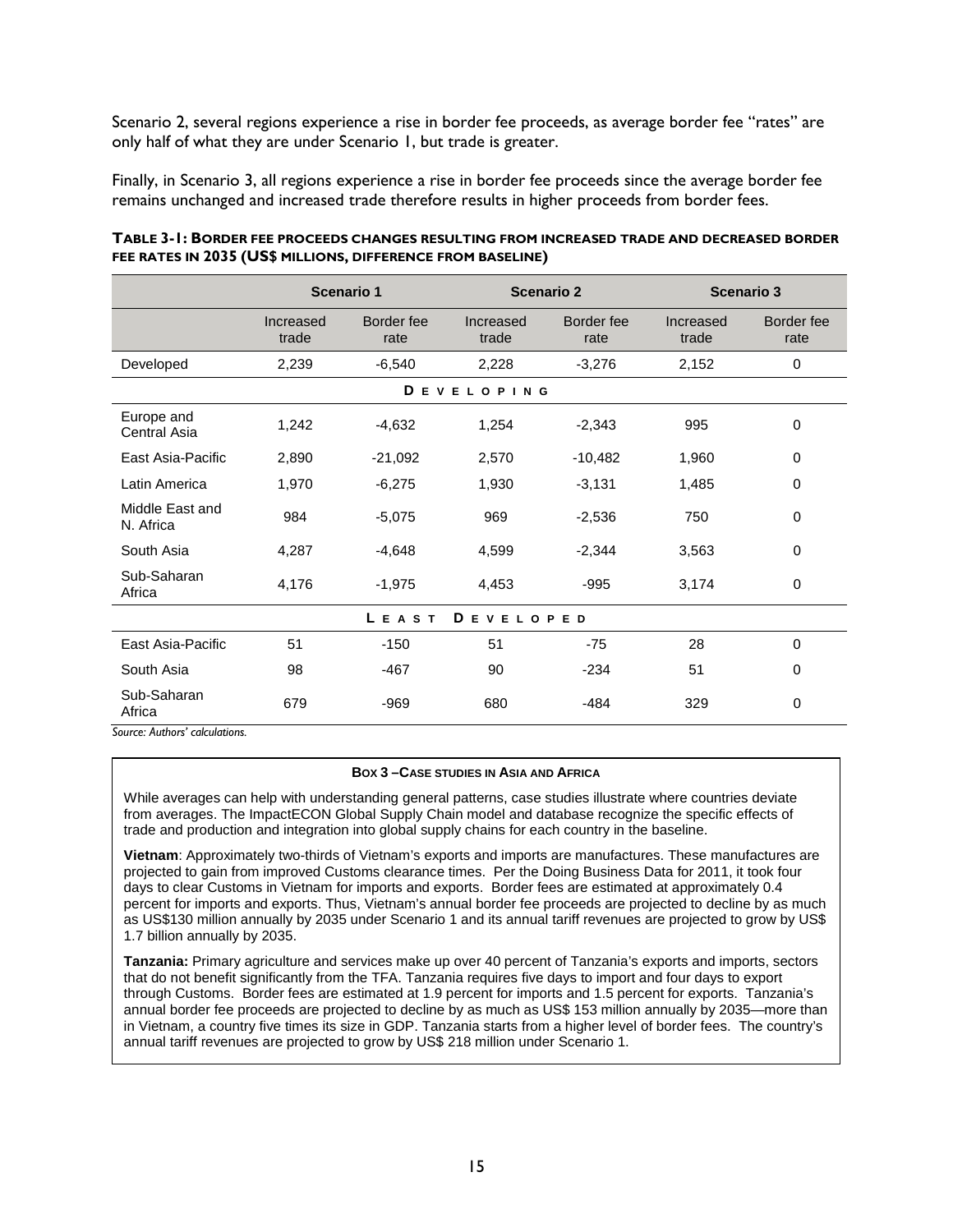Scenario 2, several regions experience a rise in border fee proceeds, as average border fee "rates" are only half of what they are under Scenario 1, but trade is greater.

Finally, in Scenario 3, all regions experience a rise in border fee proceeds since the average border fee remains unchanged and increased trade therefore results in higher proceeds from border fees.

**TABLE 3-1: BORDER FEE PROCEEDS CHANGES RESULTING FROM INCREASED TRADE AND DECREASED BORDER FEE RATES IN 2035 (US$ MILLIONS, DIFFERENCE FROM BASELINE)**

| | Scenario 1 | | Scenario 2 | | Scenario 3 | |
|---|---|---|---|---|---|---|
| | Increased trade | Border fee rate | Increased trade | Border fee rate | Increased trade | Border fee rate |
| Developed | 2,239 | -6,540 | 2,228 | -3,276 | 2,152 | 0 |
| **DEVELOPING** | | | | | | |
| Europe and Central Asia | 1,242 | -4,632 | 1,254 | -2,343 | 995 | 0 |
| East Asia-Pacific | 2,890 | -21,092 | 2,570 | -10,482 | 1,960 | 0 |
| Latin America | 1,970 | -6,275 | 1,930 | -3,131 | 1,485 | 0 |
| Middle East and N. Africa | 984 | -5,075 | 969 | -2,536 | 750 | 0 |
| South Asia | 4,287 | -4,648 | 4,599 | -2,344 | 3,563 | 0 |
| Sub-Saharan Africa | 4,176 | -1,975 | 4,453 | -995 | 3,174 | 0 |
| **LEAST DEVELOPED** | | | | | | |
| East Asia-Pacific | 51 | -150 | 51 | -75 | 28 | 0 |
| South Asia | 98 | -467 | 90 | -234 | 51 | 0 |
| Sub-Saharan Africa | 679 | -969 | 680 | -484 | 329 | 0 |

*Source: Authors' calculations.*

**BOX 3 – CASE STUDIES IN ASIA AND AFRICA**

While averages can help with understanding general patterns, case studies illustrate where countries deviate from averages. The ImpactECON Global Supply Chain model and database recognize the specific effects of trade and production and integration into global supply chains for each country in the baseline.

**Vietnam**: Approximately two-thirds of Vietnam's exports and imports are manufactures. These manufactures are projected to gain from improved Customs clearance times. Per the Doing Business Data for 2011, it took four days to clear Customs in Vietnam for imports and exports. Border fees are estimated at approximately 0.4 percent for imports and exports. Thus, Vietnam's annual border fee proceeds are projected to decline by as much as US$130 million annually by 2035 under Scenario 1 and its annual tariff revenues are projected to grow by US$ 1.7 billion annually by 2035.

**Tanzania:** Primary agriculture and services make up over 40 percent of Tanzania's exports and imports, sectors that do not benefit significantly from the TFA. Tanzania requires five days to import and four days to export through Customs. Border fees are estimated at 1.9 percent for imports and 1.5 percent for exports. Tanzania's annual border fee proceeds are projected to decline by as much as US$ 153 million annually by 2035—more than in Vietnam, a country five times its size in GDP. Tanzania starts from a higher level of border fees. The country's annual tariff revenues are projected to grow by US$ 218 million under Scenario 1.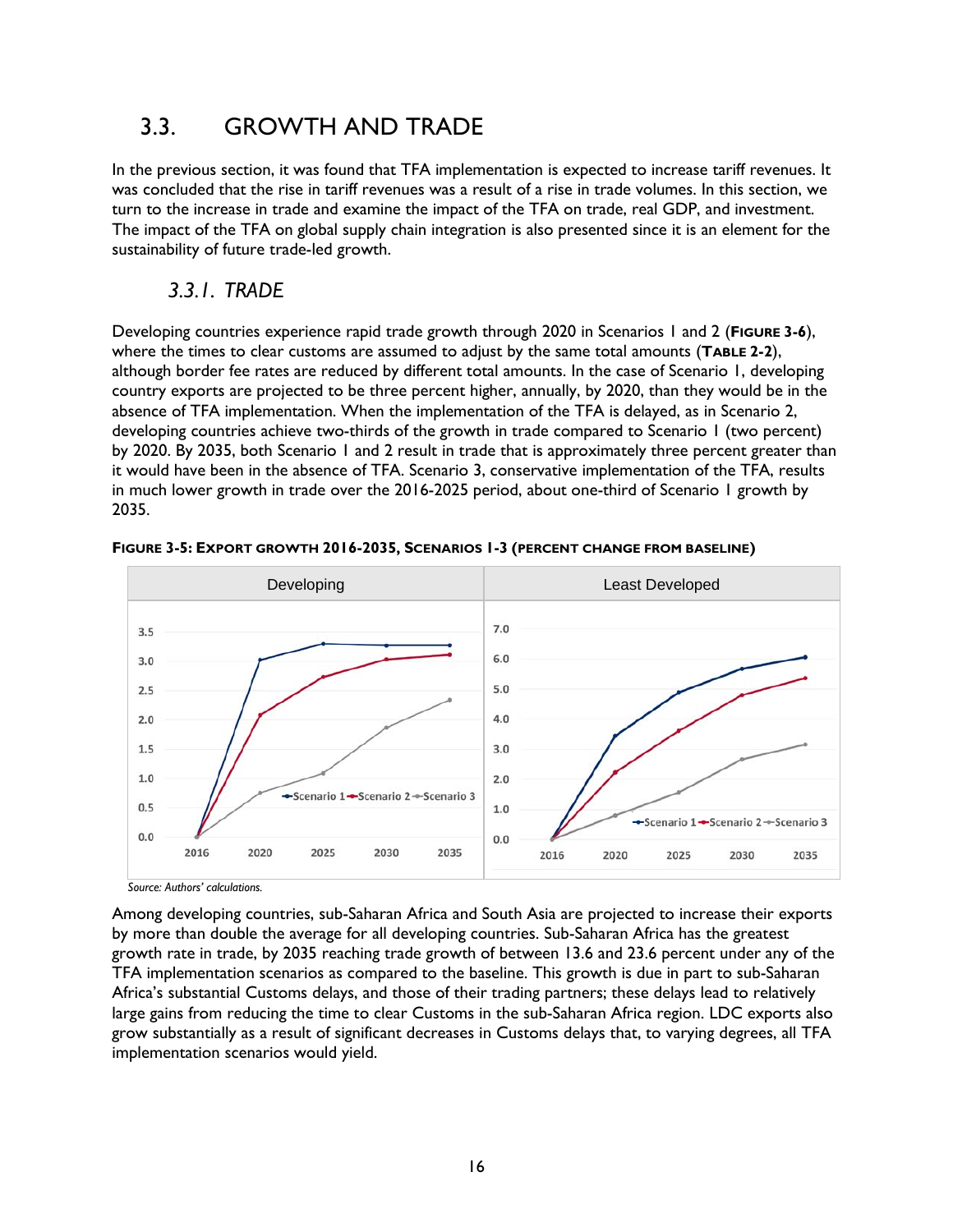## 3.3. GROWTH AND TRADE

In the previous section, it was found that TFA implementation is expected to increase tariff revenues. It was concluded that the rise in tariff revenues was a result of a rise in trade volumes. In this section, we turn to the increase in trade and examine the impact of the TFA on trade, real GDP, and investment. The impact of the TFA on global supply chain integration is also presented since it is an element for the sustainability of future trade-led growth.

### *3.3.1. TRADE*

Developing countries experience rapid trade growth through 2020 in Scenarios 1 and 2 (**FIGURE 3-6**), where the times to clear customs are assumed to adjust by the same total amounts (**TABLE 2-2**), although border fee rates are reduced by different total amounts. In the case of Scenario 1, developing country exports are projected to be three percent higher, annually, by 2020, than they would be in the absence of TFA implementation. When the implementation of the TFA is delayed, as in Scenario 2, developing countries achieve two-thirds of the growth in trade compared to Scenario 1 (two percent) by 2020. By 2035, both Scenario 1 and 2 result in trade that is approximately three percent greater than it would have been in the absence of TFA. Scenario 3, conservative implementation of the TFA, results in much lower growth in trade over the 2016-2025 period, about one-third of Scenario 1 growth by 2035.

**FIGURE 3-5: EXPORT GROWTH 2016-2035, SCENARIOS 1-3 (PERCENT CHANGE FROM BASELINE)**

*Source: Authors' calculations.*

Among developing countries, sub-Saharan Africa and South Asia are projected to increase their exports by more than double the average for all developing countries. Sub-Saharan Africa has the greatest growth rate in trade, by 2035 reaching trade growth of between 13.6 and 23.6 percent under any of the TFA implementation scenarios as compared to the baseline. This growth is due in part to sub-Saharan Africa's substantial Customs delays, and those of their trading partners; these delays lead to relatively large gains from reducing the time to clear Customs in the sub-Saharan Africa region. LDC exports also grow substantially as a result of significant decreases in Customs delays that, to varying degrees, all TFA implementation scenarios would yield.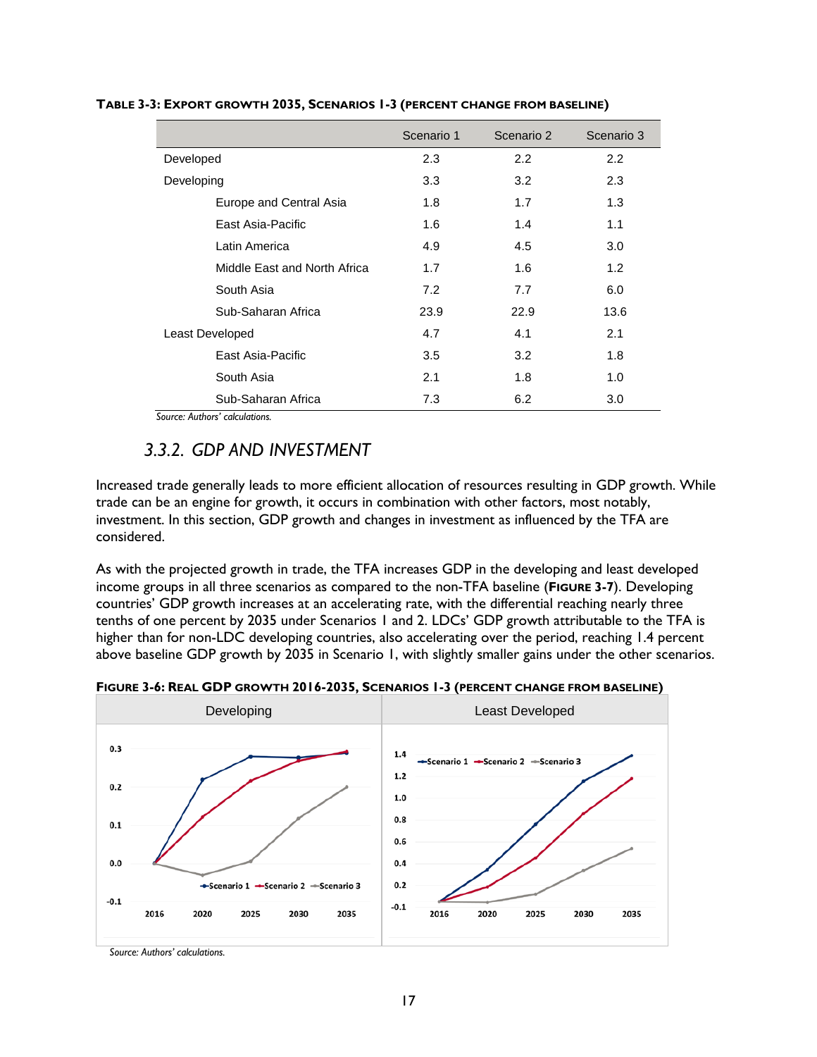**TABLE 3-3: EXPORT GROWTH 2035, SCENARIOS 1-3 (PERCENT CHANGE FROM BASELINE)**

| | Scenario 1 | Scenario 2 | Scenario 3 |
|---|---|---|---|
| Developed | 2.3 | 2.2 | 2.2 |
| Developing | 3.3 | 3.2 | 2.3 |
| Europe and Central Asia | 1.8 | 1.7 | 1.3 |
| East Asia-Pacific | 1.6 | 1.4 | 1.1 |
| Latin America | 4.9 | 4.5 | 3.0 |
| Middle East and North Africa | 1.7 | 1.6 | 1.2 |
| South Asia | 7.2 | 7.7 | 6.0 |
| Sub-Saharan Africa | 23.9 | 22.9 | 13.6 |
| Least Developed | 4.7 | 4.1 | 2.1 |
| East Asia-Pacific | 3.5 | 3.2 | 1.8 |
| South Asia | 2.1 | 1.8 | 1.0 |
| Sub-Saharan Africa | 7.3 | 6.2 | 3.0 |

*Source: Authors' calculations.*

### 3.3.2. GDP AND INVESTMENT

Increased trade generally leads to more efficient allocation of resources resulting in GDP growth. While trade can be an engine for growth, it occurs in combination with other factors, most notably, investment. In this section, GDP growth and changes in investment as influenced by the TFA are considered.

As with the projected growth in trade, the TFA increases GDP in the developing and least developed income groups in all three scenarios as compared to the non-TFA baseline (**FIGURE 3-7**). Developing countries' GDP growth increases at an accelerating rate, with the differential reaching nearly three tenths of one percent by 2035 under Scenarios 1 and 2. LDCs' GDP growth attributable to the TFA is higher than for non-LDC developing countries, also accelerating over the period, reaching 1.4 percent above baseline GDP growth by 2035 in Scenario 1, with slightly smaller gains under the other scenarios.

**FIGURE 3-6: REAL GDP GROWTH 2016-2035, SCENARIOS 1-3 (PERCENT CHANGE FROM BASELINE)**

*Source: Authors' calculations.*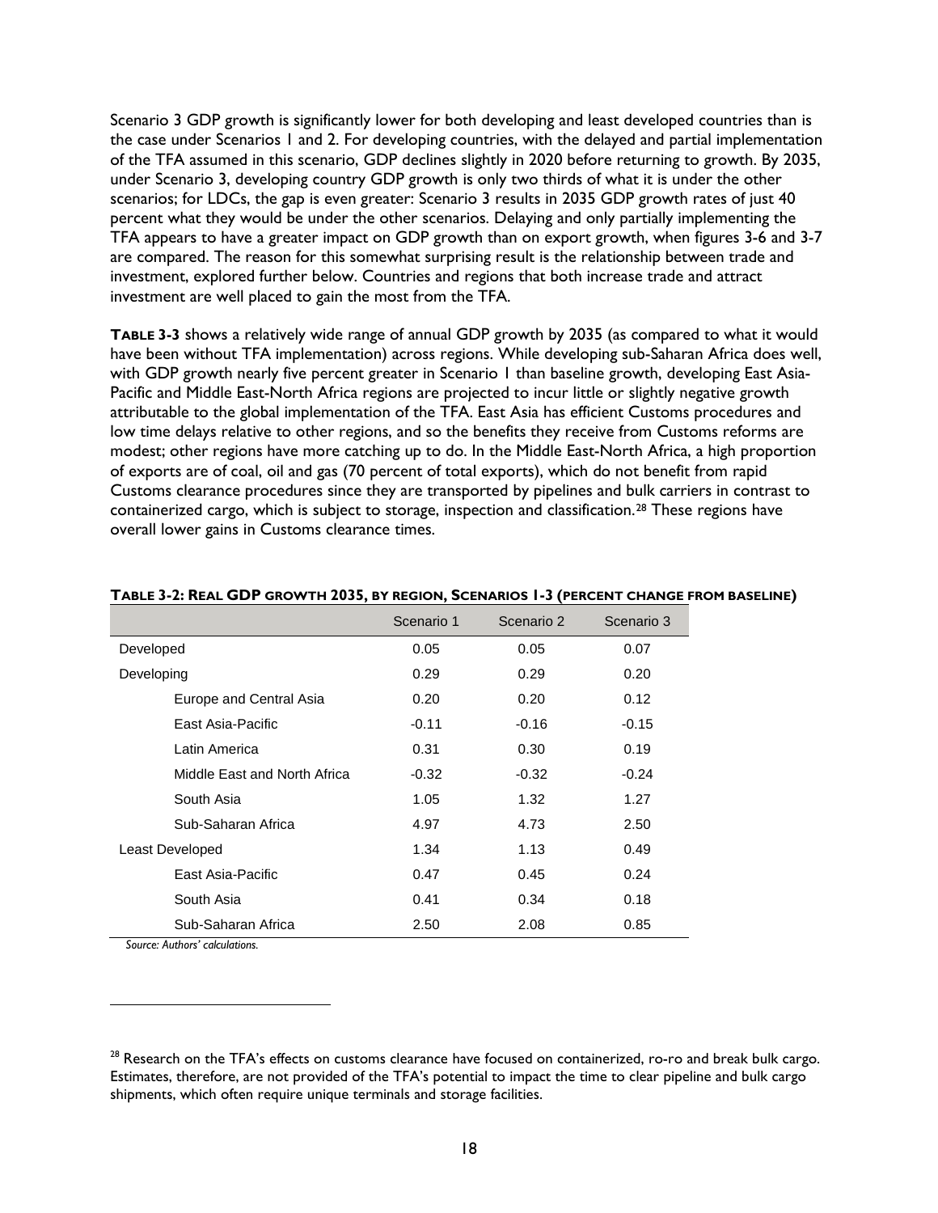Scenario 3 GDP growth is significantly lower for both developing and least developed countries than is the case under Scenarios 1 and 2. For developing countries, with the delayed and partial implementation of the TFA assumed in this scenario, GDP declines slightly in 2020 before returning to growth. By 2035, under Scenario 3, developing country GDP growth is only two thirds of what it is under the other scenarios; for LDCs, the gap is even greater: Scenario 3 results in 2035 GDP growth rates of just 40 percent what they would be under the other scenarios. Delaying and only partially implementing the TFA appears to have a greater impact on GDP growth than on export growth, when figures 3-6 and 3-7 are compared. The reason for this somewhat surprising result is the relationship between trade and investment, explored further below. Countries and regions that both increase trade and attract investment are well placed to gain the most from the TFA.

**TABLE 3-3** shows a relatively wide range of annual GDP growth by 2035 (as compared to what it would have been without TFA implementation) across regions. While developing sub-Saharan Africa does well, with GDP growth nearly five percent greater in Scenario 1 than baseline growth, developing East Asia-Pacific and Middle East-North Africa regions are projected to incur little or slightly negative growth attributable to the global implementation of the TFA. East Asia has efficient Customs procedures and low time delays relative to other regions, and so the benefits they receive from Customs reforms are modest; other regions have more catching up to do. In the Middle East-North Africa, a high proportion of exports are of coal, oil and gas (70 percent of total exports), which do not benefit from rapid Customs clearance procedures since they are transported by pipelines and bulk carriers in contrast to containerized cargo, which is subject to storage, inspection and classification.[28] These regions have overall lower gains in Customs clearance times.

**TABLE 3-2: REAL GDP GROWTH 2035, BY REGION, SCENARIOS 1-3 (PERCENT CHANGE FROM BASELINE)**

| | Scenario 1 | Scenario 2 | Scenario 3 |
|---|---|---|---|
| Developed | 0.05 | 0.05 | 0.07 |
| Developing | 0.29 | 0.29 | 0.20 |
| Europe and Central Asia | 0.20 | 0.20 | 0.12 |
| East Asia-Pacific | -0.11 | -0.16 | -0.15 |
| Latin America | 0.31 | 0.30 | 0.19 |
| Middle East and North Africa | -0.32 | -0.32 | -0.24 |
| South Asia | 1.05 | 1.32 | 1.27 |
| Sub-Saharan Africa | 4.97 | 4.73 | 2.50 |
| Least Developed | 1.34 | 1.13 | 0.49 |
| East Asia-Pacific | 0.47 | 0.45 | 0.24 |
| South Asia | 0.41 | 0.34 | 0.18 |
| Sub-Saharan Africa | 2.50 | 2.08 | 0.85 |

*Source: Authors' calculations.*

[28] Research on the TFA's effects on customs clearance have focused on containerized, ro-ro and break bulk cargo. Estimates, therefore, are not provided of the TFA's potential to impact the time to clear pipeline and bulk cargo shipments, which often require unique terminals and storage facilities.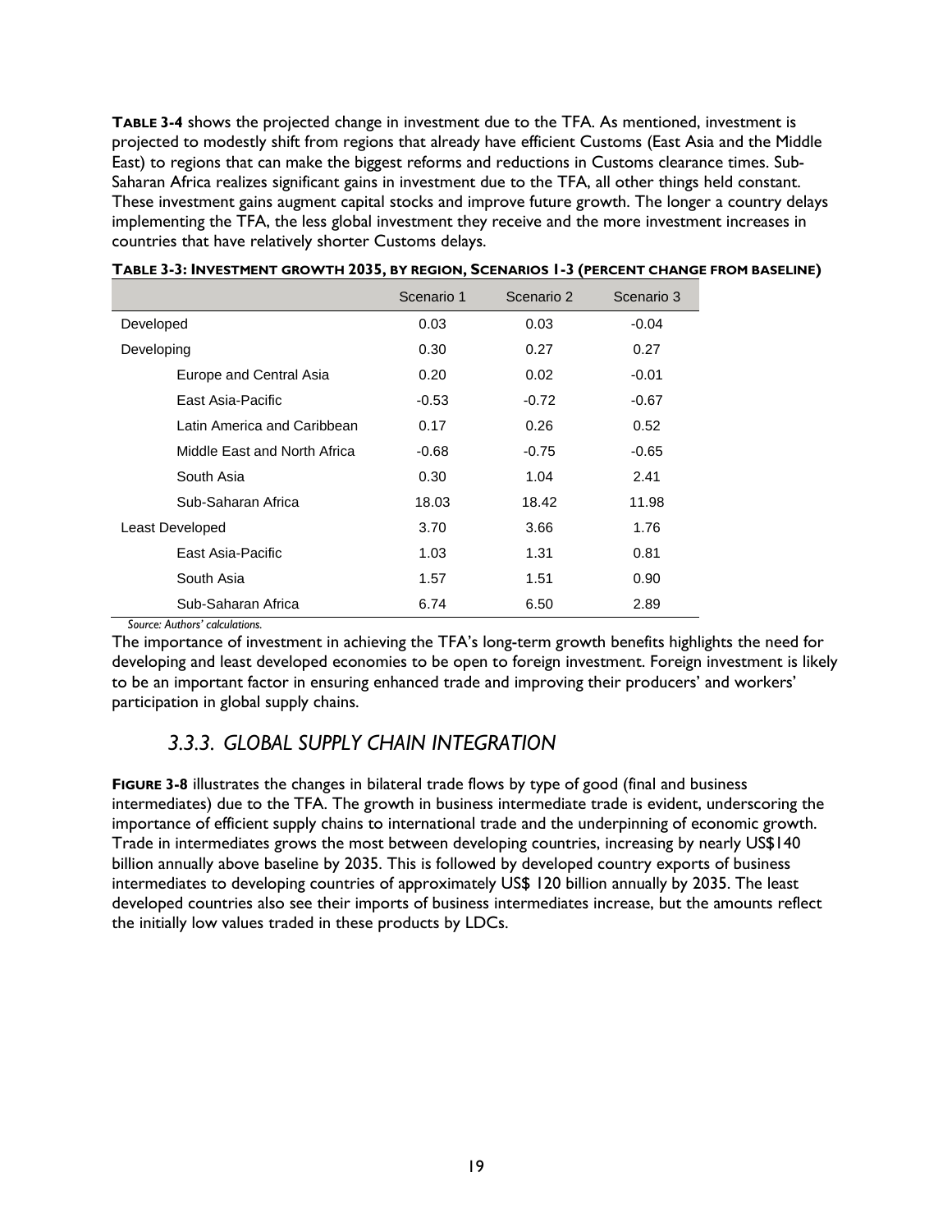**TABLE 3-4** shows the projected change in investment due to the TFA. As mentioned, investment is projected to modestly shift from regions that already have efficient Customs (East Asia and the Middle East) to regions that can make the biggest reforms and reductions in Customs clearance times. Sub-Saharan Africa realizes significant gains in investment due to the TFA, all other things held constant. These investment gains augment capital stocks and improve future growth. The longer a country delays implementing the TFA, the less global investment they receive and the more investment increases in countries that have relatively shorter Customs delays.

**TABLE 3-3: INVESTMENT GROWTH 2035, BY REGION, SCENARIOS 1-3 (PERCENT CHANGE FROM BASELINE)**

| | Scenario 1 | Scenario 2 | Scenario 3 |
|---|---|---|---|
| Developed | 0.03 | 0.03 | -0.04 |
| Developing | 0.30 | 0.27 | 0.27 |
| Europe and Central Asia | 0.20 | 0.02 | -0.01 |
| East Asia-Pacific | -0.53 | -0.72 | -0.67 |
| Latin America and Caribbean | 0.17 | 0.26 | 0.52 |
| Middle East and North Africa | -0.68 | -0.75 | -0.65 |
| South Asia | 0.30 | 1.04 | 2.41 |
| Sub-Saharan Africa | 18.03 | 18.42 | 11.98 |
| Least Developed | 3.70 | 3.66 | 1.76 |
| East Asia-Pacific | 1.03 | 1.31 | 0.81 |
| South Asia | 1.57 | 1.51 | 0.90 |
| Sub-Saharan Africa | 6.74 | 6.50 | 2.89 |

*Source: Authors' calculations.*

The importance of investment in achieving the TFA's long-term growth benefits highlights the need for developing and least developed economies to be open to foreign investment. Foreign investment is likely to be an important factor in ensuring enhanced trade and improving their producers' and workers' participation in global supply chains.

### *3.3.3. GLOBAL SUPPLY CHAIN INTEGRATION*

**FIGURE 3-8** illustrates the changes in bilateral trade flows by type of good (final and business intermediates) due to the TFA. The growth in business intermediate trade is evident, underscoring the importance of efficient supply chains to international trade and the underpinning of economic growth. Trade in intermediates grows the most between developing countries, increasing by nearly US$140 billion annually above baseline by 2035. This is followed by developed country exports of business intermediates to developing countries of approximately US$ 120 billion annually by 2035. The least developed countries also see their imports of business intermediates increase, but the amounts reflect the initially low values traded in these products by LDCs.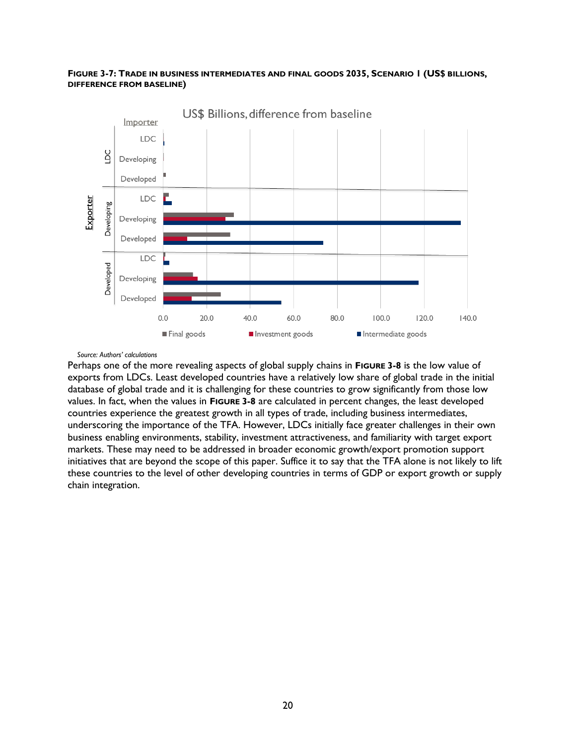**FIGURE 3-7: TRADE IN BUSINESS INTERMEDIATES AND FINAL GOODS 2035, SCENARIO 1 (US$ BILLIONS, DIFFERENCE FROM BASELINE)**

*Source: Authors' calculations*

Perhaps one of the more revealing aspects of global supply chains in **FIGURE 3-8** is the low value of exports from LDCs. Least developed countries have a relatively low share of global trade in the initial database of global trade and it is challenging for these countries to grow significantly from those low values. In fact, when the values in **FIGURE 3-8** are calculated in percent changes, the least developed countries experience the greatest growth in all types of trade, including business intermediates, underscoring the importance of the TFA. However, LDCs initially face greater challenges in their own business enabling environments, stability, investment attractiveness, and familiarity with target export markets. These may need to be addressed in broader economic growth/export promotion support initiatives that are beyond the scope of this paper. Suffice it to say that the TFA alone is not likely to lift these countries to the level of other developing countries in terms of GDP or export growth or supply chain integration.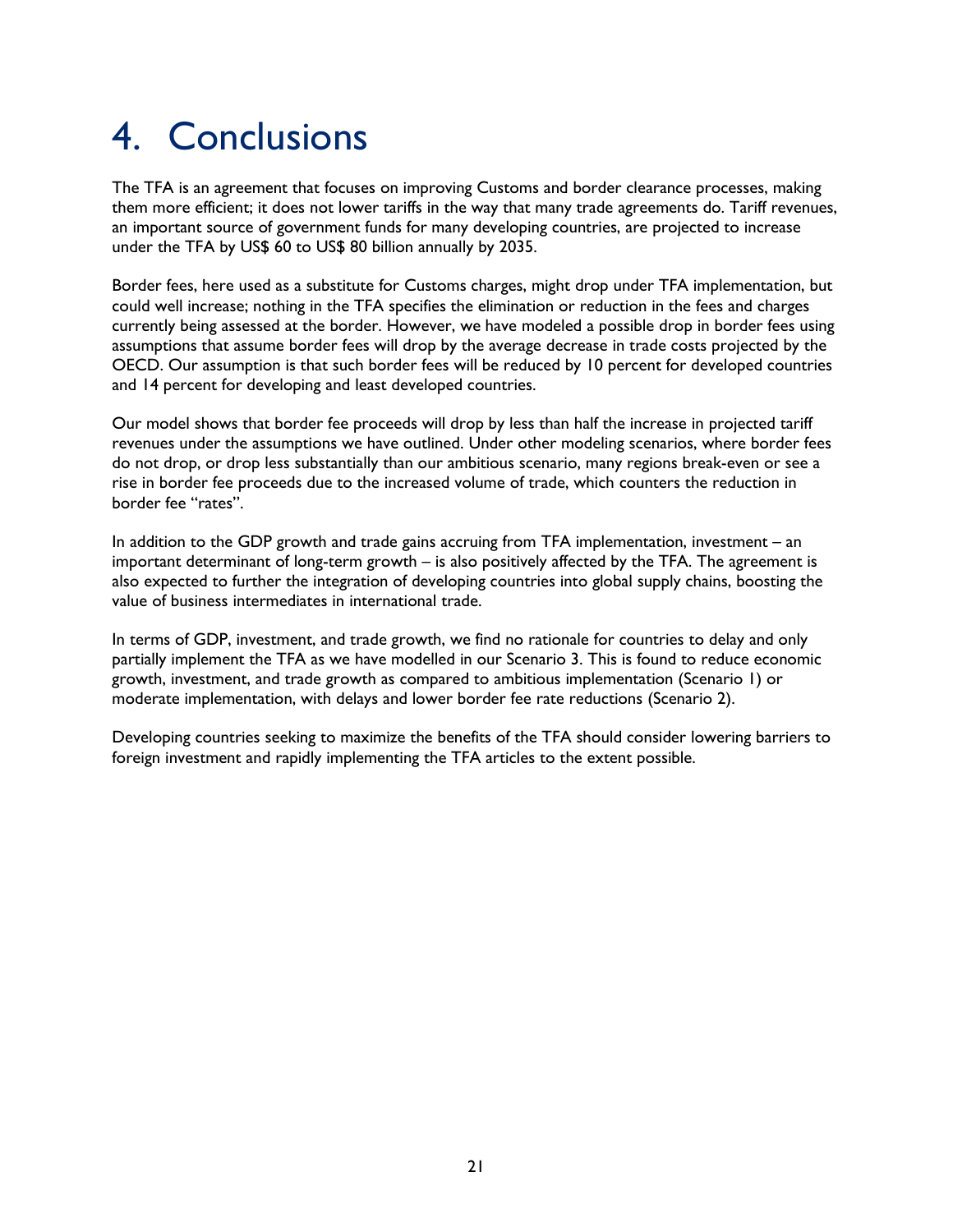# 4. Conclusions

The TFA is an agreement that focuses on improving Customs and border clearance processes, making them more efficient; it does not lower tariffs in the way that many trade agreements do. Tariff revenues, an important source of government funds for many developing countries, are projected to increase under the TFA by US$ 60 to US$ 80 billion annually by 2035.

Border fees, here used as a substitute for Customs charges, might drop under TFA implementation, but could well increase; nothing in the TFA specifies the elimination or reduction in the fees and charges currently being assessed at the border. However, we have modeled a possible drop in border fees using assumptions that assume border fees will drop by the average decrease in trade costs projected by the OECD. Our assumption is that such border fees will be reduced by 10 percent for developed countries and 14 percent for developing and least developed countries.

Our model shows that border fee proceeds will drop by less than half the increase in projected tariff revenues under the assumptions we have outlined. Under other modeling scenarios, where border fees do not drop, or drop less substantially than our ambitious scenario, many regions break-even or see a rise in border fee proceeds due to the increased volume of trade, which counters the reduction in border fee "rates".

In addition to the GDP growth and trade gains accruing from TFA implementation, investment – an important determinant of long-term growth – is also positively affected by the TFA. The agreement is also expected to further the integration of developing countries into global supply chains, boosting the value of business intermediates in international trade.

In terms of GDP, investment, and trade growth, we find no rationale for countries to delay and only partially implement the TFA as we have modelled in our Scenario 3. This is found to reduce economic growth, investment, and trade growth as compared to ambitious implementation (Scenario 1) or moderate implementation, with delays and lower border fee rate reductions (Scenario 2).

Developing countries seeking to maximize the benefits of the TFA should consider lowering barriers to foreign investment and rapidly implementing the TFA articles to the extent possible.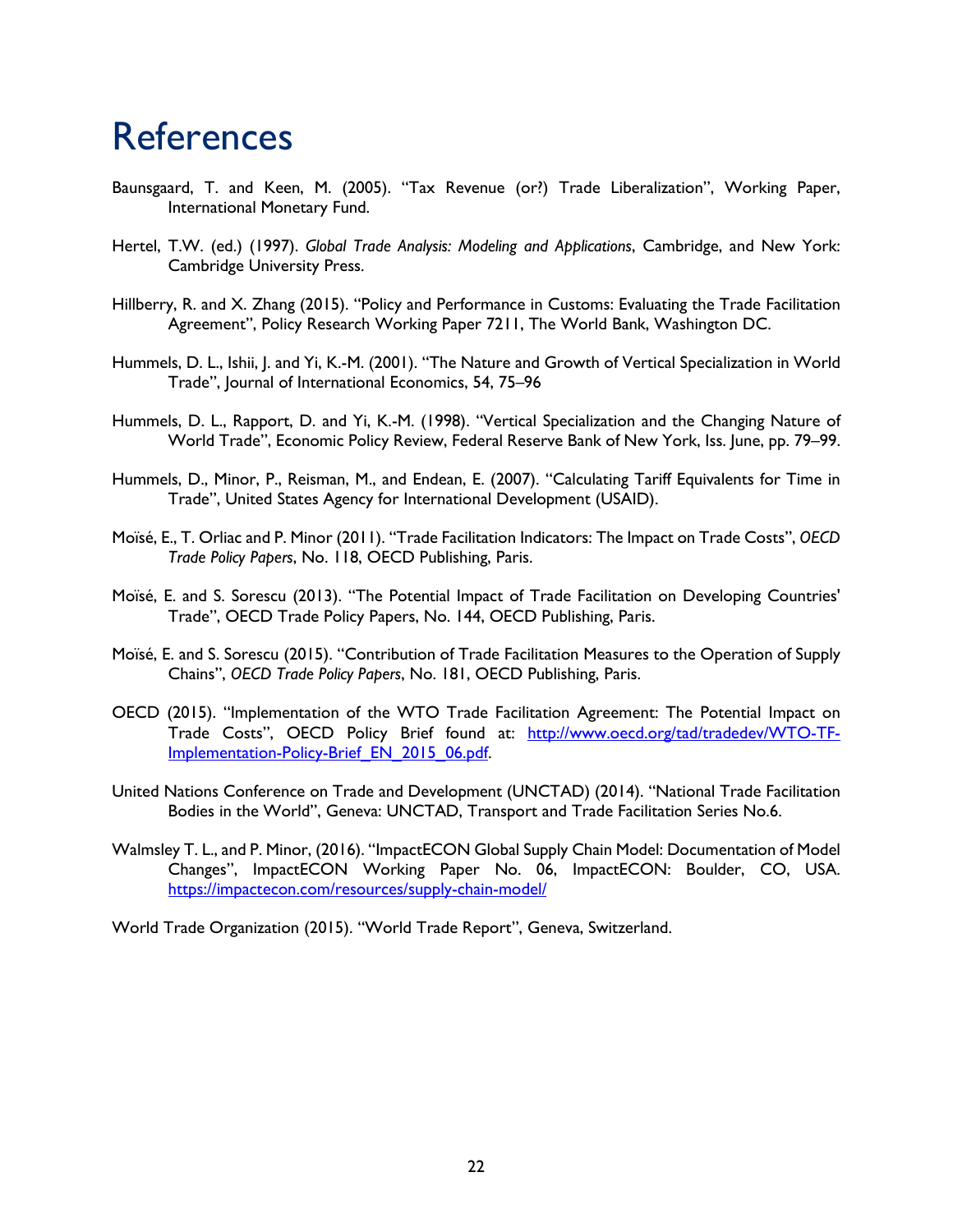# References

Baunsgaard, T. and Keen, M. (2005). "Tax Revenue (or?) Trade Liberalization", Working Paper, International Monetary Fund.

Hertel, T.W. (ed.) (1997). *Global Trade Analysis: Modeling and Applications*, Cambridge, and New York: Cambridge University Press.

Hillberry, R. and X. Zhang (2015). "Policy and Performance in Customs: Evaluating the Trade Facilitation Agreement", Policy Research Working Paper 7211, The World Bank, Washington DC.

Hummels, D. L., Ishii, J. and Yi, K.-M. (2001). "The Nature and Growth of Vertical Specialization in World Trade", Journal of International Economics, 54, 75–96

Hummels, D. L., Rapport, D. and Yi, K.-M. (1998). "Vertical Specialization and the Changing Nature of World Trade", Economic Policy Review, Federal Reserve Bank of New York, Iss. June, pp. 79–99.

Hummels, D., Minor, P., Reisman, M., and Endean, E. (2007). "Calculating Tariff Equivalents for Time in Trade", United States Agency for International Development (USAID).

Moïsé, E., T. Orliac and P. Minor (2011). "Trade Facilitation Indicators: The Impact on Trade Costs", *OECD Trade Policy Papers*, No. 118, OECD Publishing, Paris.

Moïsé, E. and S. Sorescu (2013). "The Potential Impact of Trade Facilitation on Developing Countries' Trade", OECD Trade Policy Papers, No. 144, OECD Publishing, Paris.

Moïsé, E. and S. Sorescu (2015). "Contribution of Trade Facilitation Measures to the Operation of Supply Chains", *OECD Trade Policy Papers*, No. 181, OECD Publishing, Paris.

OECD (2015). "Implementation of the WTO Trade Facilitation Agreement: The Potential Impact on Trade Costs", OECD Policy Brief found at: [http://www.oecd.org/tad/tradedev/WTO-TF-Implementation-Policy-Brief_EN_2015_06.pdf](http://www.oecd.org/tad/tradedev/WTO-TF-Implementation-Policy-Brief_EN_2015_06.pdf).

United Nations Conference on Trade and Development (UNCTAD) (2014). "National Trade Facilitation Bodies in the World", Geneva: UNCTAD, Transport and Trade Facilitation Series No.6.

Walmsley T. L., and P. Minor, (2016). "ImpactECON Global Supply Chain Model: Documentation of Model Changes", ImpactECON Working Paper No. 06, ImpactECON: Boulder, CO, USA. [https://impactecon.com/resources/supply-chain-model/](https://impactecon.com/resources/supply-chain-model/)

World Trade Organization (2015). "World Trade Report", Geneva, Switzerland.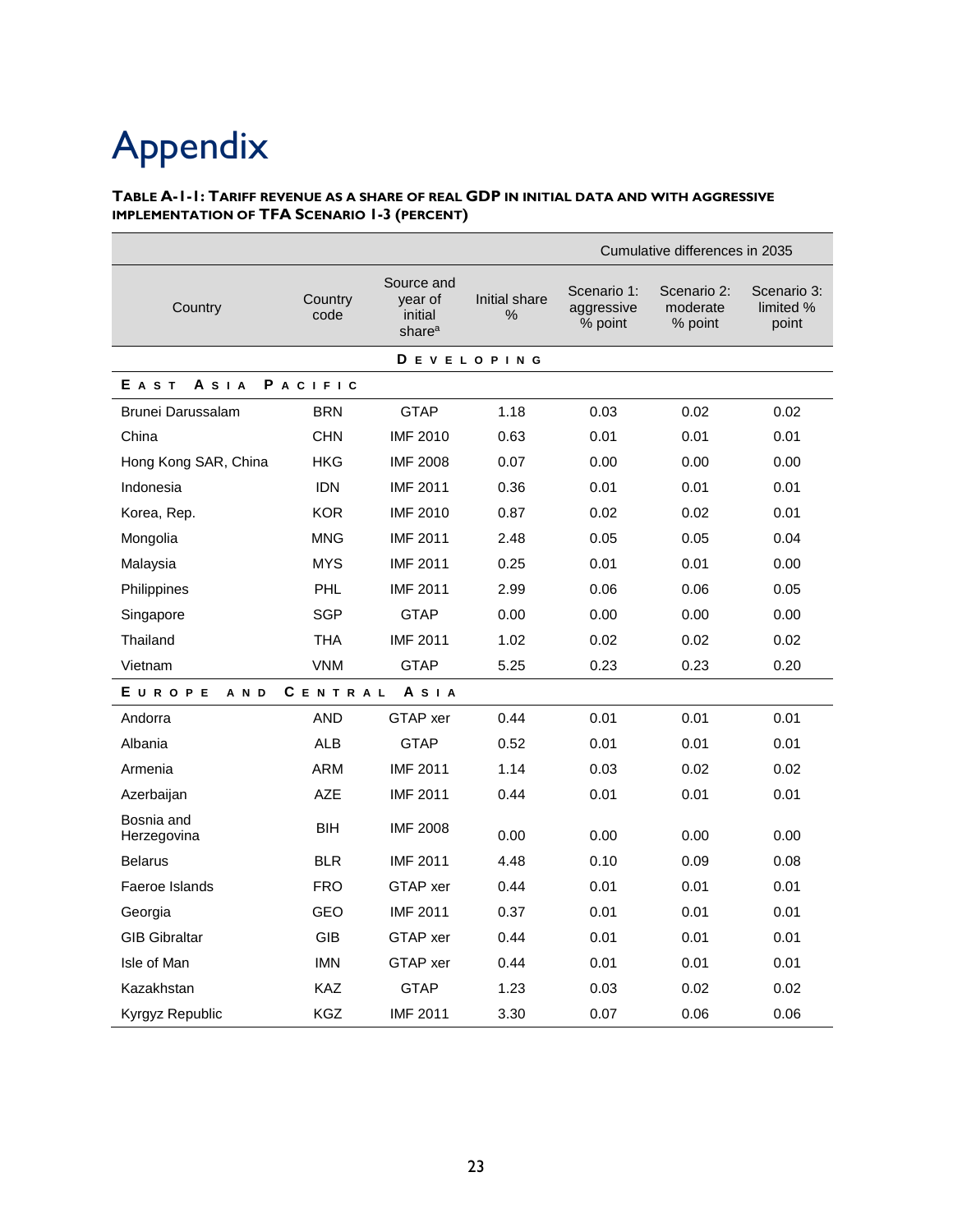# Appendix

**TABLE A-1-1: TARIFF REVENUE AS A SHARE OF REAL GDP IN INITIAL DATA AND WITH AGGRESSIVE IMPLEMENTATION OF TFA SCENARIO 1-3 (PERCENT)**

| | | | | Cumulative differences in 2035 | | |
|---|---|---|---|---|---|---|
| Country | Country code | Source and year of initial share[a] | Initial share % | Scenario 1: aggressive % point | Scenario 2: moderate % point | Scenario 3: limited % point |
| | | **DEVELOPING** | | | | |
| **EAST ASIA PACIFIC** | | | | | | |
| Brunei Darussalam | BRN | GTAP | 1.18 | 0.03 | 0.02 | 0.02 |
| China | CHN | IMF 2010 | 0.63 | 0.01 | 0.01 | 0.01 |
| Hong Kong SAR, China | HKG | IMF 2008 | 0.07 | 0.00 | 0.00 | 0.00 |
| Indonesia | IDN | IMF 2011 | 0.36 | 0.01 | 0.01 | 0.01 |
| Korea, Rep. | KOR | IMF 2010 | 0.87 | 0.02 | 0.02 | 0.01 |
| Mongolia | MNG | IMF 2011 | 2.48 | 0.05 | 0.05 | 0.04 |
| Malaysia | MYS | IMF 2011 | 0.25 | 0.01 | 0.01 | 0.00 |
| Philippines | PHL | IMF 2011 | 2.99 | 0.06 | 0.06 | 0.05 |
| Singapore | SGP | GTAP | 0.00 | 0.00 | 0.00 | 0.00 |
| Thailand | THA | IMF 2011 | 1.02 | 0.02 | 0.02 | 0.02 |
| Vietnam | VNM | GTAP | 5.25 | 0.23 | 0.23 | 0.20 |
| **EUROPE AND CENTRAL ASIA** | | | | | | |
| Andorra | AND | GTAP xer | 0.44 | 0.01 | 0.01 | 0.01 |
| Albania | ALB | GTAP | 0.52 | 0.01 | 0.01 | 0.01 |
| Armenia | ARM | IMF 2011 | 1.14 | 0.03 | 0.02 | 0.02 |
| Azerbaijan | AZE | IMF 2011 | 0.44 | 0.01 | 0.01 | 0.01 |
| Bosnia and Herzegovina | BIH | IMF 2008 | 0.00 | 0.00 | 0.00 | 0.00 |
| Belarus | BLR | IMF 2011 | 4.48 | 0.10 | 0.09 | 0.08 |
| Faeroe Islands | FRO | GTAP xer | 0.44 | 0.01 | 0.01 | 0.01 |
| Georgia | GEO | IMF 2011 | 0.37 | 0.01 | 0.01 | 0.01 |
| GIB Gibraltar | GIB | GTAP xer | 0.44 | 0.01 | 0.01 | 0.01 |
| Isle of Man | IMN | GTAP xer | 0.44 | 0.01 | 0.01 | 0.01 |
| Kazakhstan | KAZ | GTAP | 1.23 | 0.03 | 0.02 | 0.02 |
| Kyrgyz Republic | KGZ | IMF 2011 | 3.30 | 0.07 | 0.06 | 0.06 |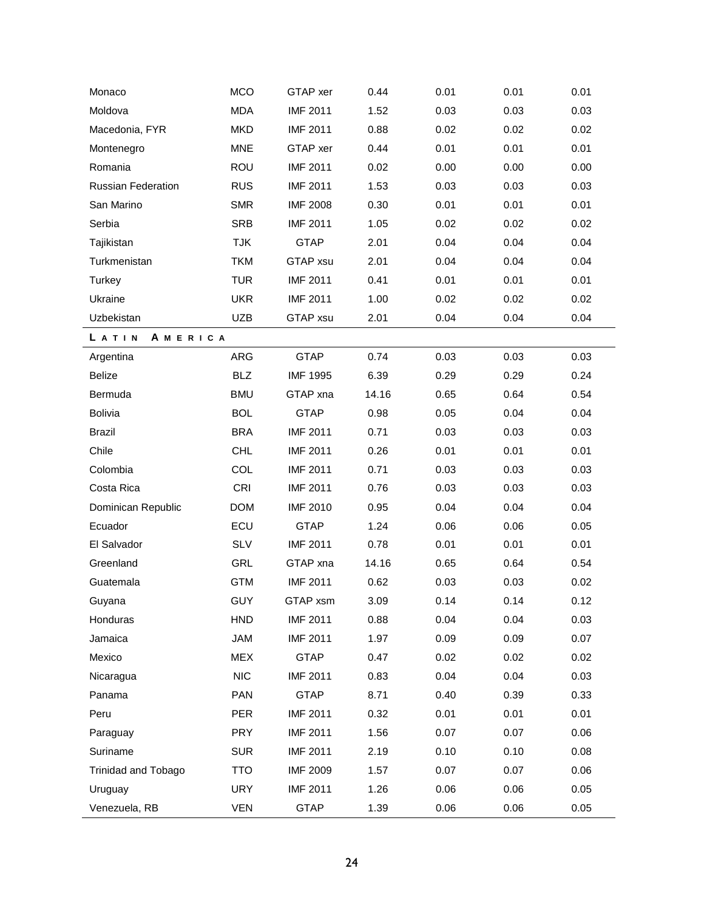| | | | | | | |
|---|---|---|---|---|---|---|
| Monaco | MCO | GTAP xer | 0.44 | 0.01 | 0.01 | 0.01 |
| Moldova | MDA | IMF 2011 | 1.52 | 0.03 | 0.03 | 0.03 |
| Macedonia, FYR | MKD | IMF 2011 | 0.88 | 0.02 | 0.02 | 0.02 |
| Montenegro | MNE | GTAP xer | 0.44 | 0.01 | 0.01 | 0.01 |
| Romania | ROU | IMF 2011 | 0.02 | 0.00 | 0.00 | 0.00 |
| Russian Federation | RUS | IMF 2011 | 1.53 | 0.03 | 0.03 | 0.03 |
| San Marino | SMR | IMF 2008 | 0.30 | 0.01 | 0.01 | 0.01 |
| Serbia | SRB | IMF 2011 | 1.05 | 0.02 | 0.02 | 0.02 |
| Tajikistan | TJK | GTAP | 2.01 | 0.04 | 0.04 | 0.04 |
| Turkmenistan | TKM | GTAP xsu | 2.01 | 0.04 | 0.04 | 0.04 |
| Turkey | TUR | IMF 2011 | 0.41 | 0.01 | 0.01 | 0.01 |
| Ukraine | UKR | IMF 2011 | 1.00 | 0.02 | 0.02 | 0.02 |
| Uzbekistan | UZB | GTAP xsu | 2.01 | 0.04 | 0.04 | 0.04 |
| **LATIN AMERICA** | | | | | | |
| Argentina | ARG | GTAP | 0.74 | 0.03 | 0.03 | 0.03 |
| Belize | BLZ | IMF 1995 | 6.39 | 0.29 | 0.29 | 0.24 |
| Bermuda | BMU | GTAP xna | 14.16 | 0.65 | 0.64 | 0.54 |
| Bolivia | BOL | GTAP | 0.98 | 0.05 | 0.04 | 0.04 |
| Brazil | BRA | IMF 2011 | 0.71 | 0.03 | 0.03 | 0.03 |
| Chile | CHL | IMF 2011 | 0.26 | 0.01 | 0.01 | 0.01 |
| Colombia | COL | IMF 2011 | 0.71 | 0.03 | 0.03 | 0.03 |
| Costa Rica | CRI | IMF 2011 | 0.76 | 0.03 | 0.03 | 0.03 |
| Dominican Republic | DOM | IMF 2010 | 0.95 | 0.04 | 0.04 | 0.04 |
| Ecuador | ECU | GTAP | 1.24 | 0.06 | 0.06 | 0.05 |
| El Salvador | SLV | IMF 2011 | 0.78 | 0.01 | 0.01 | 0.01 |
| Greenland | GRL | GTAP xna | 14.16 | 0.65 | 0.64 | 0.54 |
| Guatemala | GTM | IMF 2011 | 0.62 | 0.03 | 0.03 | 0.02 |
| Guyana | GUY | GTAP xsm | 3.09 | 0.14 | 0.14 | 0.12 |
| Honduras | HND | IMF 2011 | 0.88 | 0.04 | 0.04 | 0.03 |
| Jamaica | JAM | IMF 2011 | 1.97 | 0.09 | 0.09 | 0.07 |
| Mexico | MEX | GTAP | 0.47 | 0.02 | 0.02 | 0.02 |
| Nicaragua | NIC | IMF 2011 | 0.83 | 0.04 | 0.04 | 0.03 |
| Panama | PAN | GTAP | 8.71 | 0.40 | 0.39 | 0.33 |
| Peru | PER | IMF 2011 | 0.32 | 0.01 | 0.01 | 0.01 |
| Paraguay | PRY | IMF 2011 | 1.56 | 0.07 | 0.07 | 0.06 |
| Suriname | SUR | IMF 2011 | 2.19 | 0.10 | 0.10 | 0.08 |
| Trinidad and Tobago | TTO | IMF 2009 | 1.57 | 0.07 | 0.07 | 0.06 |
| Uruguay | URY | IMF 2011 | 1.26 | 0.06 | 0.06 | 0.05 |
| Venezuela, RB | VEN | GTAP | 1.39 | 0.06 | 0.06 | 0.05 |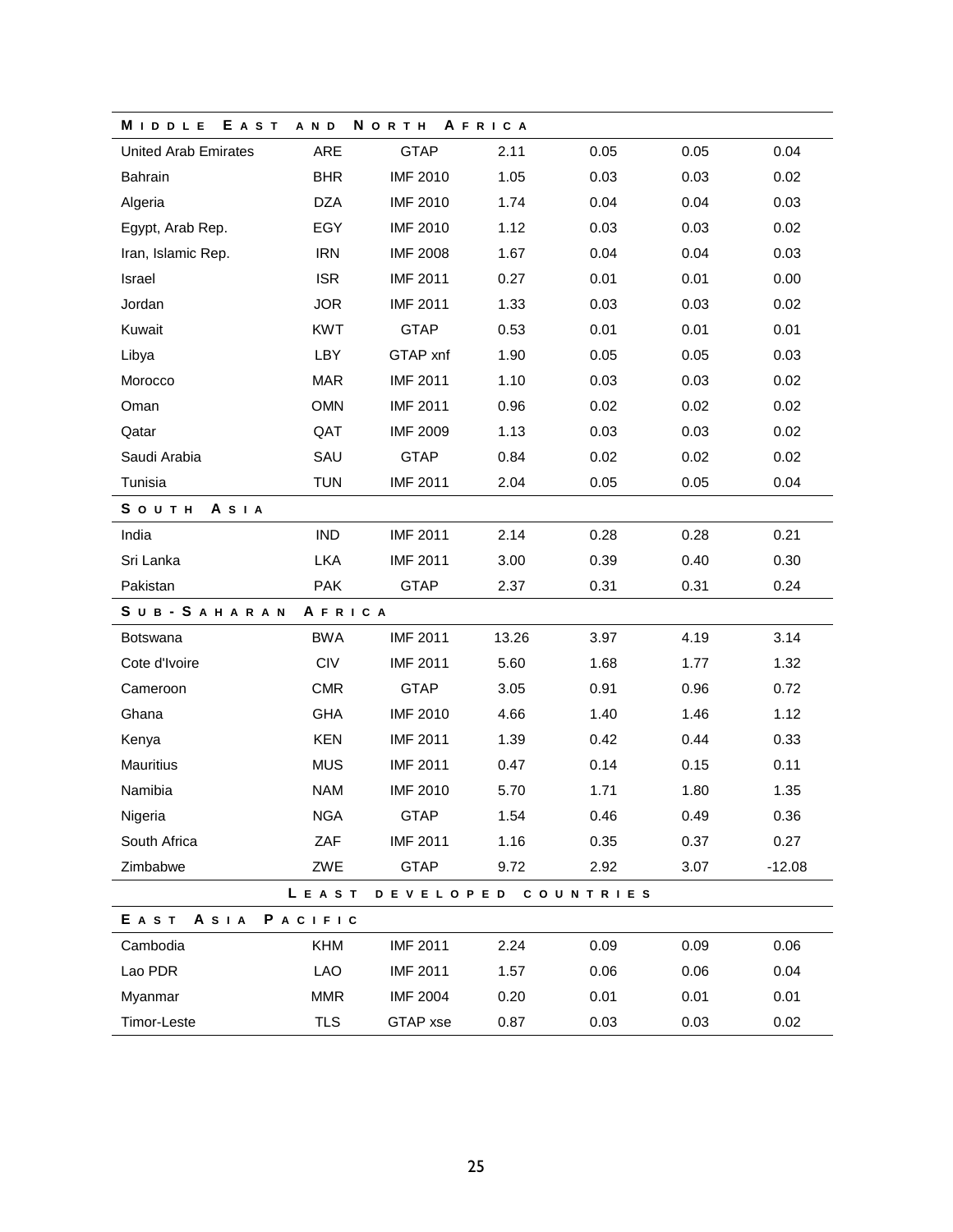| | | | | | | |
|---|---|---|---|---|---|---|
| **MIDDLE EAST AND NORTH AFRICA** | | | | | | |
| United Arab Emirates | ARE | GTAP | 2.11 | 0.05 | 0.05 | 0.04 |
| Bahrain | BHR | IMF 2010 | 1.05 | 0.03 | 0.03 | 0.02 |
| Algeria | DZA | IMF 2010 | 1.74 | 0.04 | 0.04 | 0.03 |
| Egypt, Arab Rep. | EGY | IMF 2010 | 1.12 | 0.03 | 0.03 | 0.02 |
| Iran, Islamic Rep. | IRN | IMF 2008 | 1.67 | 0.04 | 0.04 | 0.03 |
| Israel | ISR | IMF 2011 | 0.27 | 0.01 | 0.01 | 0.00 |
| Jordan | JOR | IMF 2011 | 1.33 | 0.03 | 0.03 | 0.02 |
| Kuwait | KWT | GTAP | 0.53 | 0.01 | 0.01 | 0.01 |
| Libya | LBY | GTAP xnf | 1.90 | 0.05 | 0.05 | 0.03 |
| Morocco | MAR | IMF 2011 | 1.10 | 0.03 | 0.03 | 0.02 |
| Oman | OMN | IMF 2011 | 0.96 | 0.02 | 0.02 | 0.02 |
| Qatar | QAT | IMF 2009 | 1.13 | 0.03 | 0.03 | 0.02 |
| Saudi Arabia | SAU | GTAP | 0.84 | 0.02 | 0.02 | 0.02 |
| Tunisia | TUN | IMF 2011 | 2.04 | 0.05 | 0.05 | 0.04 |
| **SOUTH ASIA** | | | | | | |
| India | IND | IMF 2011 | 2.14 | 0.28 | 0.28 | 0.21 |
| Sri Lanka | LKA | IMF 2011 | 3.00 | 0.39 | 0.40 | 0.30 |
| Pakistan | PAK | GTAP | 2.37 | 0.31 | 0.31 | 0.24 |
| **SUB-SAHARAN AFRICA** | | | | | | |
| Botswana | BWA | IMF 2011 | 13.26 | 3.97 | 4.19 | 3.14 |
| Cote d'Ivoire | CIV | IMF 2011 | 5.60 | 1.68 | 1.77 | 1.32 |
| Cameroon | CMR | GTAP | 3.05 | 0.91 | 0.96 | 0.72 |
| Ghana | GHA | IMF 2010 | 4.66 | 1.40 | 1.46 | 1.12 |
| Kenya | KEN | IMF 2011 | 1.39 | 0.42 | 0.44 | 0.33 |
| Mauritius | MUS | IMF 2011 | 0.47 | 0.14 | 0.15 | 0.11 |
| Namibia | NAM | IMF 2010 | 5.70 | 1.71 | 1.80 | 1.35 |
| Nigeria | NGA | GTAP | 1.54 | 0.46 | 0.49 | 0.36 |
| South Africa | ZAF | IMF 2011 | 1.16 | 0.35 | 0.37 | 0.27 |
| Zimbabwe | ZWE | GTAP | 9.72 | 2.92 | 3.07 | -12.08 |
| | | | **LEAST DEVELOPED COUNTRIES** | | | |
| **EAST ASIA PACIFIC** | | | | | | |
| Cambodia | KHM | IMF 2011 | 2.24 | 0.09 | 0.09 | 0.06 |
| Lao PDR | LAO | IMF 2011 | 1.57 | 0.06 | 0.06 | 0.04 |
| Myanmar | MMR | IMF 2004 | 0.20 | 0.01 | 0.01 | 0.01 |
| Timor-Leste | TLS | GTAP xse | 0.87 | 0.03 | 0.03 | 0.02 |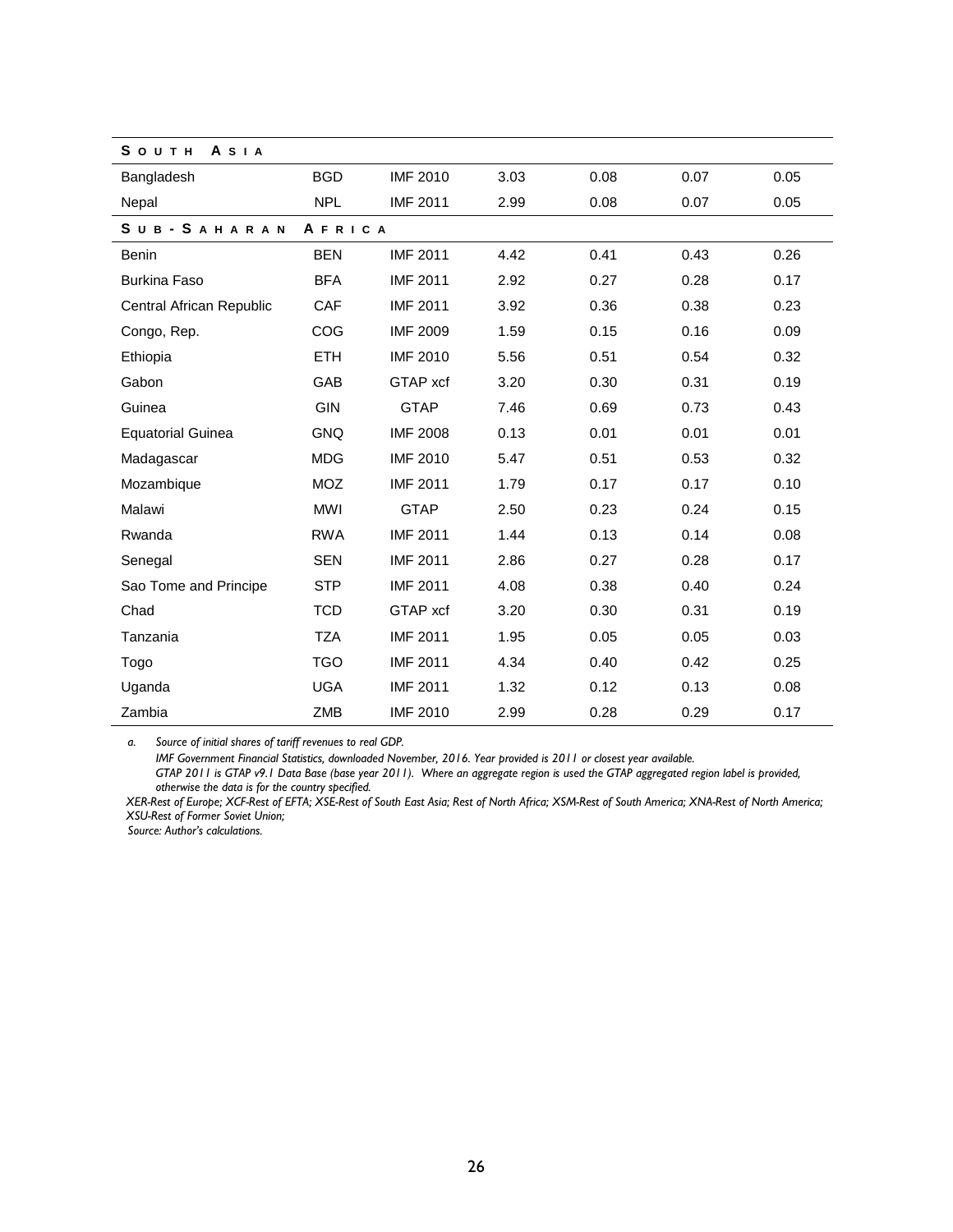| | | | | | | |
|---|---|---|---|---|---|---|
| **SOUTH ASIA** | | | | | | |
| Bangladesh | BGD | IMF 2010 | 3.03 | 0.08 | 0.07 | 0.05 |
| Nepal | NPL | IMF 2011 | 2.99 | 0.08 | 0.07 | 0.05 |
| **SUB-SAHARAN AFRICA** | | | | | | |
| Benin | BEN | IMF 2011 | 4.42 | 0.41 | 0.43 | 0.26 |
| Burkina Faso | BFA | IMF 2011 | 2.92 | 0.27 | 0.28 | 0.17 |
| Central African Republic | CAF | IMF 2011 | 3.92 | 0.36 | 0.38 | 0.23 |
| Congo, Rep. | COG | IMF 2009 | 1.59 | 0.15 | 0.16 | 0.09 |
| Ethiopia | ETH | IMF 2010 | 5.56 | 0.51 | 0.54 | 0.32 |
| Gabon | GAB | GTAP xcf | 3.20 | 0.30 | 0.31 | 0.19 |
| Guinea | GIN | GTAP | 7.46 | 0.69 | 0.73 | 0.43 |
| Equatorial Guinea | GNQ | IMF 2008 | 0.13 | 0.01 | 0.01 | 0.01 |
| Madagascar | MDG | IMF 2010 | 5.47 | 0.51 | 0.53 | 0.32 |
| Mozambique | MOZ | IMF 2011 | 1.79 | 0.17 | 0.17 | 0.10 |
| Malawi | MWI | GTAP | 2.50 | 0.23 | 0.24 | 0.15 |
| Rwanda | RWA | IMF 2011 | 1.44 | 0.13 | 0.14 | 0.08 |
| Senegal | SEN | IMF 2011 | 2.86 | 0.27 | 0.28 | 0.17 |
| Sao Tome and Principe | STP | IMF 2011 | 4.08 | 0.38 | 0.40 | 0.24 |
| Chad | TCD | GTAP xcf | 3.20 | 0.30 | 0.31 | 0.19 |
| Tanzania | TZA | IMF 2011 | 1.95 | 0.05 | 0.05 | 0.03 |
| Togo | TGO | IMF 2011 | 4.34 | 0.40 | 0.42 | 0.25 |
| Uganda | UGA | IMF 2011 | 1.32 | 0.12 | 0.13 | 0.08 |
| Zambia | ZMB | IMF 2010 | 2.99 | 0.28 | 0.29 | 0.17 |

*a. Source of initial shares of tariff revenues to real GDP.*
*IMF Government Financial Statistics, downloaded November, 2016. Year provided is 2011 or closest year available.*
*GTAP 2011 is GTAP v9.1 Data Base (base year 2011). Where an aggregate region is used the GTAP aggregated region label is provided, otherwise the data is for the country specified.*

*XER-Rest of Europe; XCF-Rest of EFTA; XSE-Rest of South East Asia; Rest of North Africa; XSM-Rest of South America; XNA-Rest of North America; XSU-Rest of Former Soviet Union;*

*Source: Author's calculations.*